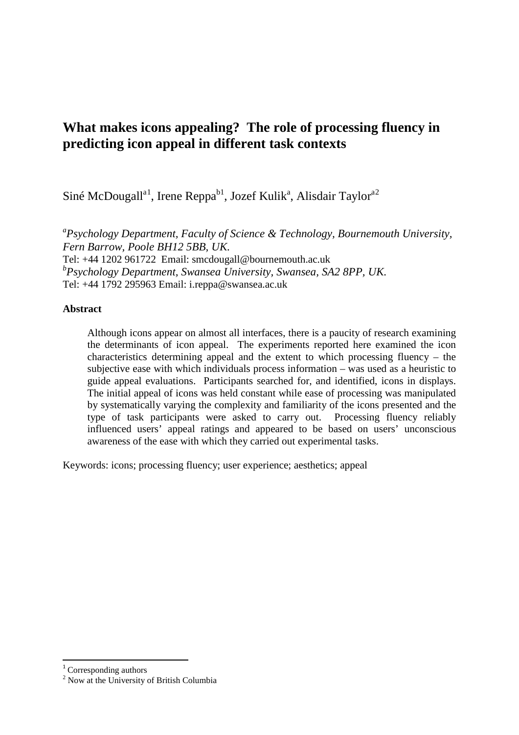# What makes icons appealing? The role of processing fluency in predicting icon appeal in different task contexts

Siné McDougall[a1], Irene Reppa[b1], Jozef Kulik[a], Alisdair Taylor[a2]

[a]*Psychology Department, Faculty of Science & Technology, Bournemouth University, Fern Barrow, Poole BH12 5BB, UK.*
Tel: +44 1202 961722 Email: smcdougall@bournemouth.ac.uk
[b]*Psychology Department, Swansea University, Swansea, SA2 8PP, UK.*
Tel: +44 1792 295963 Email: i.reppa@swansea.ac.uk

**Abstract**

> Although icons appear on almost all interfaces, there is a paucity of research examining the determinants of icon appeal. The experiments reported here examined the icon characteristics determining appeal and the extent to which processing fluency – the subjective ease with which individuals process information – was used as a heuristic to guide appeal evaluations. Participants searched for, and identified, icons in displays. The initial appeal of icons was held constant while ease of processing was manipulated by systematically varying the complexity and familiarity of the icons presented and the type of task participants were asked to carry out. Processing fluency reliably influenced users' appeal ratings and appeared to be based on users' unconscious awareness of the ease with which they carried out experimental tasks.

Keywords: icons; processing fluency; user experience; aesthetics; appeal

---

[1] Corresponding authors
[2] Now at the University of British Columbia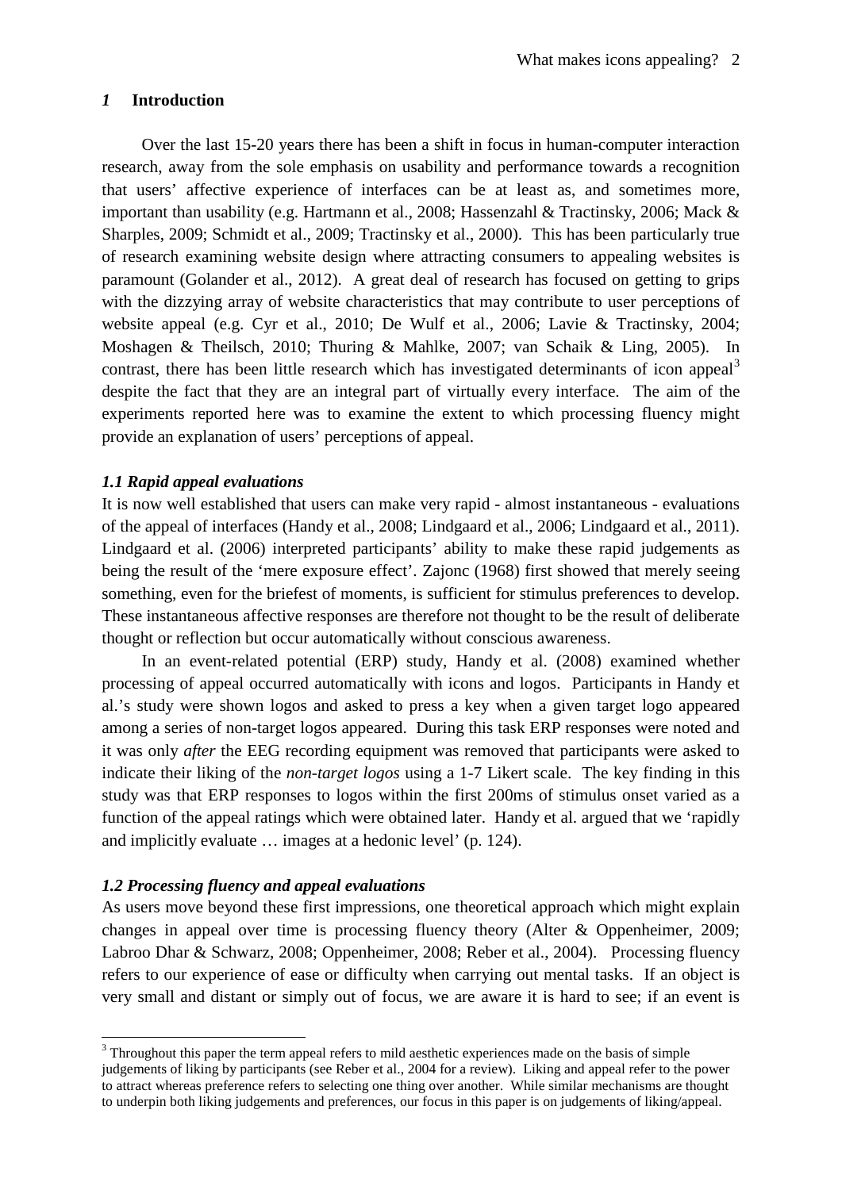## *1* Introduction

Over the last 15-20 years there has been a shift in focus in human-computer interaction research, away from the sole emphasis on usability and performance towards a recognition that users' affective experience of interfaces can be at least as, and sometimes more, important than usability (e.g. Hartmann et al., 2008; Hassenzahl & Tractinsky, 2006; Mack & Sharples, 2009; Schmidt et al., 2009; Tractinsky et al., 2000). This has been particularly true of research examining website design where attracting consumers to appealing websites is paramount (Golander et al., 2012). A great deal of research has focused on getting to grips with the dizzying array of website characteristics that may contribute to user perceptions of website appeal (e.g. Cyr et al., 2010; De Wulf et al., 2006; Lavie & Tractinsky, 2004; Moshagen & Theilsch, 2010; Thuring & Mahlke, 2007; van Schaik & Ling, 2005). In contrast, there has been little research which has investigated determinants of icon appeal[3] despite the fact that they are an integral part of virtually every interface. The aim of the experiments reported here was to examine the extent to which processing fluency might provide an explanation of users' perceptions of appeal.

### *1.1 Rapid appeal evaluations*

It is now well established that users can make very rapid - almost instantaneous - evaluations of the appeal of interfaces (Handy et al., 2008; Lindgaard et al., 2006; Lindgaard et al., 2011). Lindgaard et al. (2006) interpreted participants' ability to make these rapid judgements as being the result of the 'mere exposure effect'. Zajonc (1968) first showed that merely seeing something, even for the briefest of moments, is sufficient for stimulus preferences to develop. These instantaneous affective responses are therefore not thought to be the result of deliberate thought or reflection but occur automatically without conscious awareness.

In an event-related potential (ERP) study, Handy et al. (2008) examined whether processing of appeal occurred automatically with icons and logos. Participants in Handy et al.'s study were shown logos and asked to press a key when a given target logo appeared among a series of non-target logos appeared. During this task ERP responses were noted and it was only *after* the EEG recording equipment was removed that participants were asked to indicate their liking of the *non-target logos* using a 1-7 Likert scale. The key finding in this study was that ERP responses to logos within the first 200ms of stimulus onset varied as a function of the appeal ratings which were obtained later. Handy et al. argued that we 'rapidly and implicitly evaluate … images at a hedonic level' (p. 124).

### *1.2 Processing fluency and appeal evaluations*

As users move beyond these first impressions, one theoretical approach which might explain changes in appeal over time is processing fluency theory (Alter & Oppenheimer, 2009; Labroo Dhar & Schwarz, 2008; Oppenheimer, 2008; Reber et al., 2004). Processing fluency refers to our experience of ease or difficulty when carrying out mental tasks. If an object is very small and distant or simply out of focus, we are aware it is hard to see; if an event is

[3] Throughout this paper the term appeal refers to mild aesthetic experiences made on the basis of simple judgements of liking by participants (see Reber et al., 2004 for a review). Liking and appeal refer to the power to attract whereas preference refers to selecting one thing over another. While similar mechanisms are thought to underpin both liking judgements and preferences, our focus in this paper is on judgements of liking/appeal.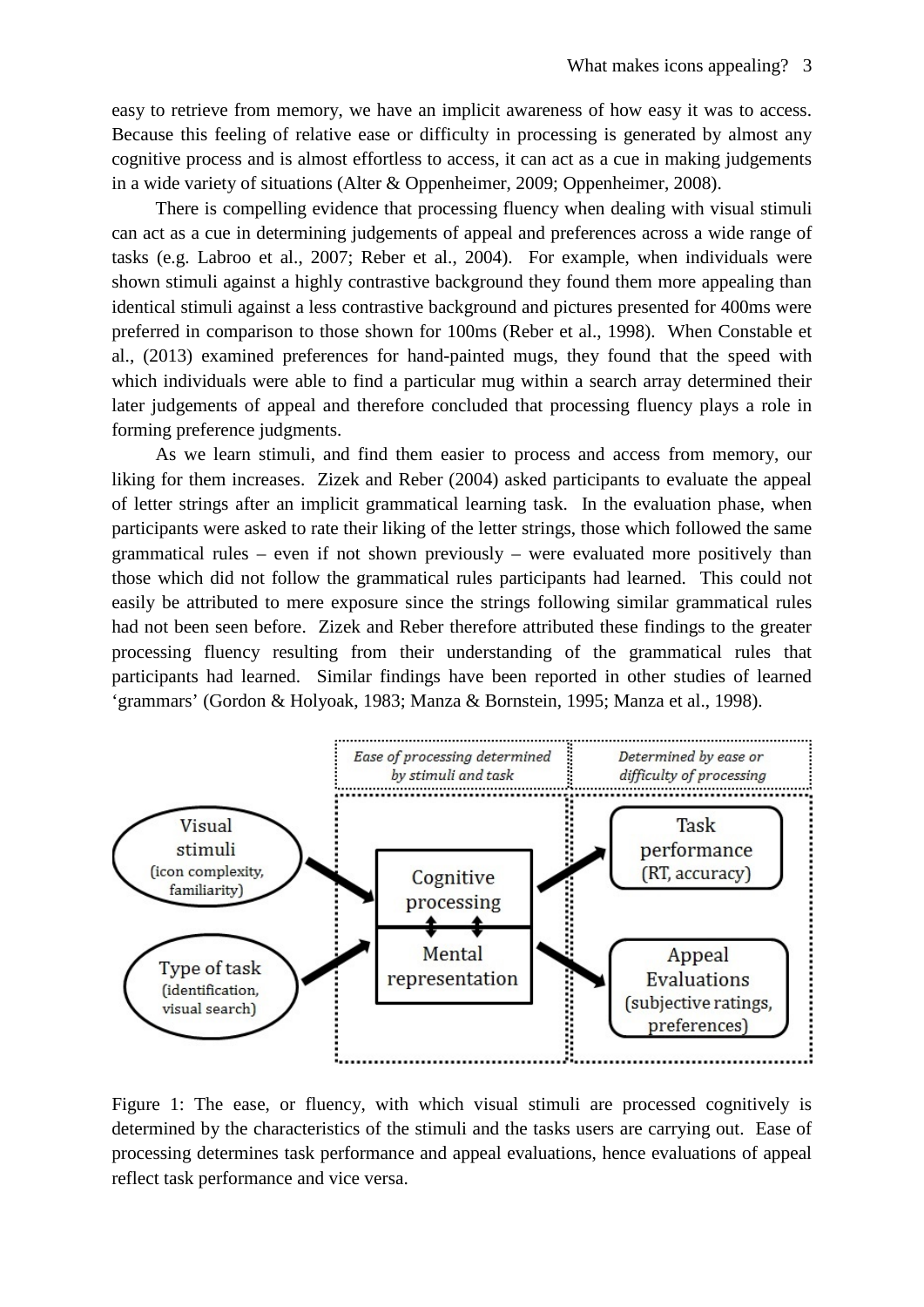easy to retrieve from memory, we have an implicit awareness of how easy it was to access. Because this feeling of relative ease or difficulty in processing is generated by almost any cognitive process and is almost effortless to access, it can act as a cue in making judgements in a wide variety of situations (Alter & Oppenheimer, 2009; Oppenheimer, 2008).

There is compelling evidence that processing fluency when dealing with visual stimuli can act as a cue in determining judgements of appeal and preferences across a wide range of tasks (e.g. Labroo et al., 2007; Reber et al., 2004). For example, when individuals were shown stimuli against a highly contrastive background they found them more appealing than identical stimuli against a less contrastive background and pictures presented for 400ms were preferred in comparison to those shown for 100ms (Reber et al., 1998). When Constable et al., (2013) examined preferences for hand-painted mugs, they found that the speed with which individuals were able to find a particular mug within a search array determined their later judgements of appeal and therefore concluded that processing fluency plays a role in forming preference judgments.

As we learn stimuli, and find them easier to process and access from memory, our liking for them increases. Zizek and Reber (2004) asked participants to evaluate the appeal of letter strings after an implicit grammatical learning task. In the evaluation phase, when participants were asked to rate their liking of the letter strings, those which followed the same grammatical rules – even if not shown previously – were evaluated more positively than those which did not follow the grammatical rules participants had learned. This could not easily be attributed to mere exposure since the strings following similar grammatical rules had not been seen before. Zizek and Reber therefore attributed these findings to the greater processing fluency resulting from their understanding of the grammatical rules that participants had learned. Similar findings have been reported in other studies of learned 'grammars' (Gordon & Holyoak, 1983; Manza & Bornstein, 1995; Manza et al., 1998).

Figure 1: The ease, or fluency, with which visual stimuli are processed cognitively is determined by the characteristics of the stimuli and the tasks users are carrying out. Ease of processing determines task performance and appeal evaluations, hence evaluations of appeal reflect task performance and vice versa.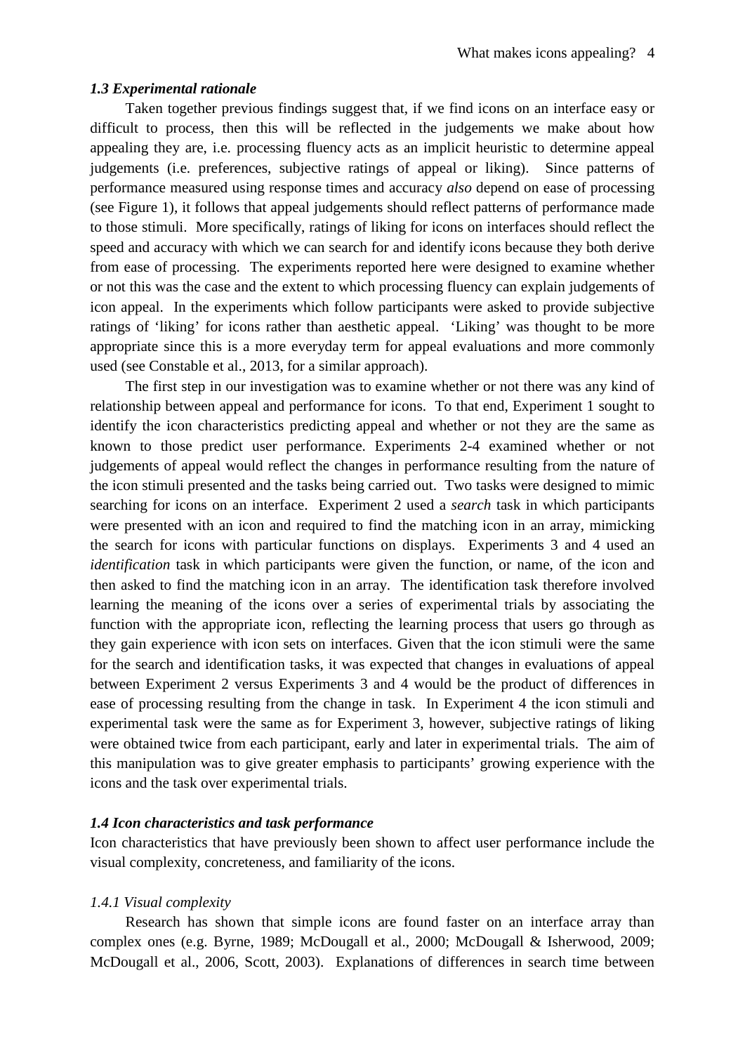### *1.3 Experimental rationale*

Taken together previous findings suggest that, if we find icons on an interface easy or difficult to process, then this will be reflected in the judgements we make about how appealing they are, i.e. processing fluency acts as an implicit heuristic to determine appeal judgements (i.e. preferences, subjective ratings of appeal or liking). Since patterns of performance measured using response times and accuracy *also* depend on ease of processing (see Figure 1), it follows that appeal judgements should reflect patterns of performance made to those stimuli. More specifically, ratings of liking for icons on interfaces should reflect the speed and accuracy with which we can search for and identify icons because they both derive from ease of processing. The experiments reported here were designed to examine whether or not this was the case and the extent to which processing fluency can explain judgements of icon appeal. In the experiments which follow participants were asked to provide subjective ratings of 'liking' for icons rather than aesthetic appeal. 'Liking' was thought to be more appropriate since this is a more everyday term for appeal evaluations and more commonly used (see Constable et al., 2013, for a similar approach).

The first step in our investigation was to examine whether or not there was any kind of relationship between appeal and performance for icons. To that end, Experiment 1 sought to identify the icon characteristics predicting appeal and whether or not they are the same as known to those predict user performance. Experiments 2-4 examined whether or not judgements of appeal would reflect the changes in performance resulting from the nature of the icon stimuli presented and the tasks being carried out. Two tasks were designed to mimic searching for icons on an interface. Experiment 2 used a *search* task in which participants were presented with an icon and required to find the matching icon in an array, mimicking the search for icons with particular functions on displays. Experiments 3 and 4 used an *identification* task in which participants were given the function, or name, of the icon and then asked to find the matching icon in an array. The identification task therefore involved learning the meaning of the icons over a series of experimental trials by associating the function with the appropriate icon, reflecting the learning process that users go through as they gain experience with icon sets on interfaces. Given that the icon stimuli were the same for the search and identification tasks, it was expected that changes in evaluations of appeal between Experiment 2 versus Experiments 3 and 4 would be the product of differences in ease of processing resulting from the change in task. In Experiment 4 the icon stimuli and experimental task were the same as for Experiment 3, however, subjective ratings of liking were obtained twice from each participant, early and later in experimental trials. The aim of this manipulation was to give greater emphasis to participants' growing experience with the icons and the task over experimental trials.

### *1.4 Icon characteristics and task performance*

Icon characteristics that have previously been shown to affect user performance include the visual complexity, concreteness, and familiarity of the icons.

#### *1.4.1 Visual complexity*

Research has shown that simple icons are found faster on an interface array than complex ones (e.g. Byrne, 1989; McDougall et al., 2000; McDougall & Isherwood, 2009; McDougall et al., 2006, Scott, 2003). Explanations of differences in search time between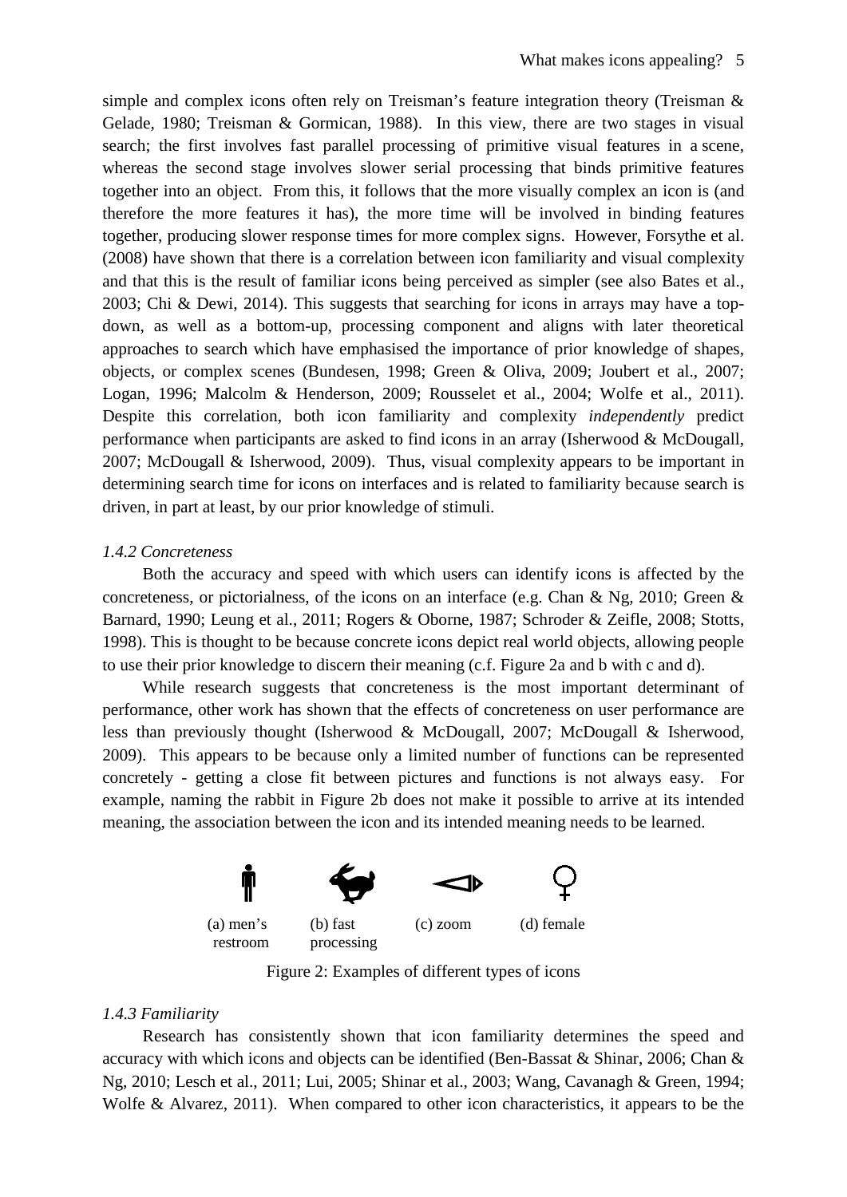simple and complex icons often rely on Treisman's feature integration theory (Treisman & Gelade, 1980; Treisman & Gormican, 1988). In this view, there are two stages in visual search; the first involves fast parallel processing of primitive visual features in a scene, whereas the second stage involves slower serial processing that binds primitive features together into an object. From this, it follows that the more visually complex an icon is (and therefore the more features it has), the more time will be involved in binding features together, producing slower response times for more complex signs. However, Forsythe et al. (2008) have shown that there is a correlation between icon familiarity and visual complexity and that this is the result of familiar icons being perceived as simpler (see also Bates et al., 2003; Chi & Dewi, 2014). This suggests that searching for icons in arrays may have a top-down, as well as a bottom-up, processing component and aligns with later theoretical approaches to search which have emphasised the importance of prior knowledge of shapes, objects, or complex scenes (Bundesen, 1998; Green & Oliva, 2009; Joubert et al., 2007; Logan, 1996; Malcolm & Henderson, 2009; Rousselet et al., 2004; Wolfe et al., 2011). Despite this correlation, both icon familiarity and complexity *independently* predict performance when participants are asked to find icons in an array (Isherwood & McDougall, 2007; McDougall & Isherwood, 2009). Thus, visual complexity appears to be important in determining search time for icons on interfaces and is related to familiarity because search is driven, in part at least, by our prior knowledge of stimuli.

*1.4.2 Concreteness*

Both the accuracy and speed with which users can identify icons is affected by the concreteness, or pictorialness, of the icons on an interface (e.g. Chan & Ng, 2010; Green & Barnard, 1990; Leung et al., 2011; Rogers & Oborne, 1987; Schroder & Zeifle, 2008; Stotts, 1998). This is thought to be because concrete icons depict real world objects, allowing people to use their prior knowledge to discern their meaning (c.f. Figure 2a and b with c and d).

While research suggests that concreteness is the most important determinant of performance, other work has shown that the effects of concreteness on user performance are less than previously thought (Isherwood & McDougall, 2007; McDougall & Isherwood, 2009). This appears to be because only a limited number of functions can be represented concretely - getting a close fit between pictures and functions is not always easy. For example, naming the rabbit in Figure 2b does not make it possible to arrive at its intended meaning, the association between the icon and its intended meaning needs to be learned.

(a) men's restroom (b) fast processing (c) zoom (d) female

Figure 2: Examples of different types of icons

*1.4.3 Familiarity*

Research has consistently shown that icon familiarity determines the speed and accuracy with which icons and objects can be identified (Ben-Bassat & Shinar, 2006; Chan & Ng, 2010; Lesch et al., 2011; Lui, 2005; Shinar et al., 2003; Wang, Cavanagh & Green, 1994; Wolfe & Alvarez, 2011). When compared to other icon characteristics, it appears to be the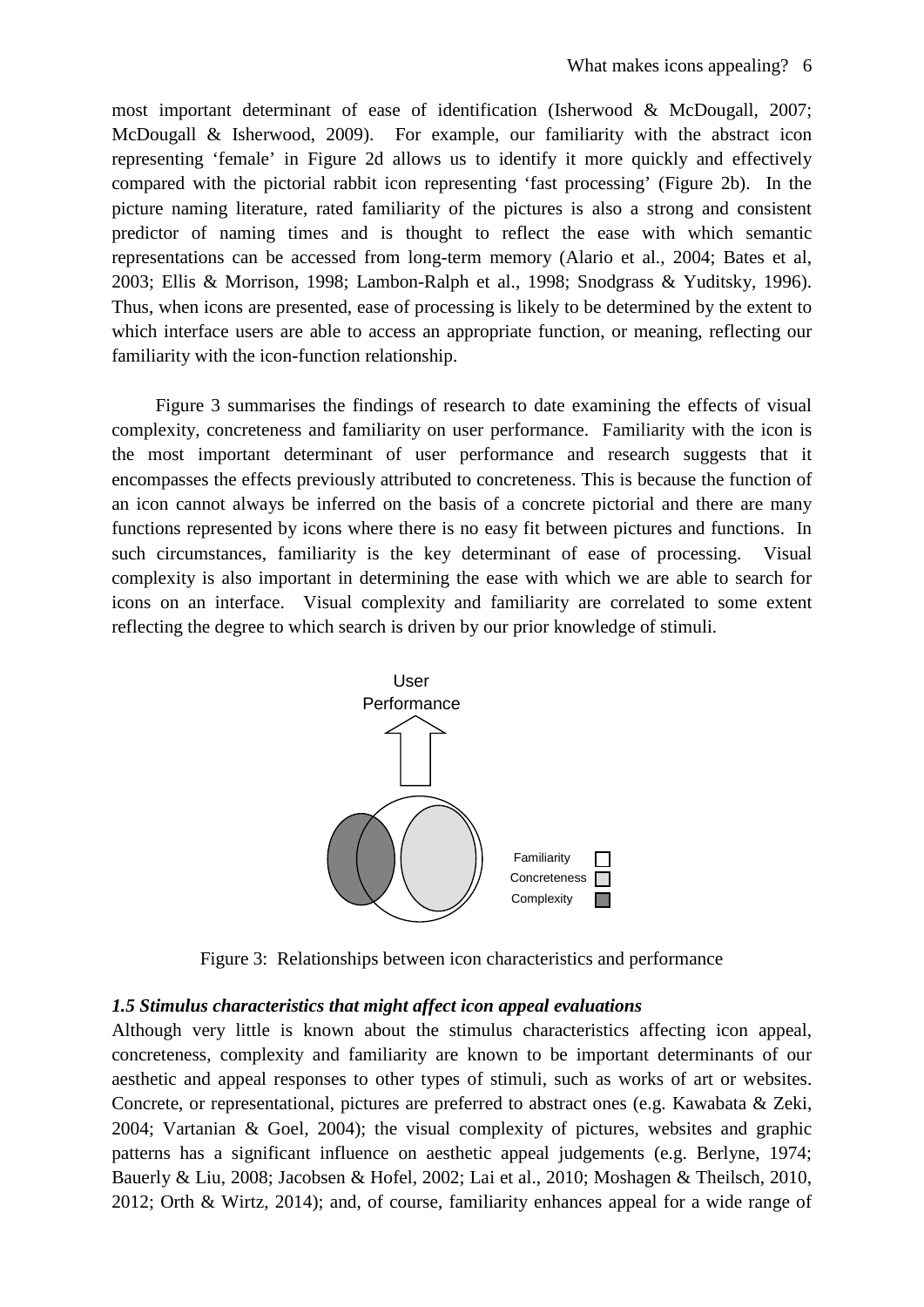most important determinant of ease of identification (Isherwood & McDougall, 2007; McDougall & Isherwood, 2009). For example, our familiarity with the abstract icon representing 'female' in Figure 2d allows us to identify it more quickly and effectively compared with the pictorial rabbit icon representing 'fast processing' (Figure 2b). In the picture naming literature, rated familiarity of the pictures is also a strong and consistent predictor of naming times and is thought to reflect the ease with which semantic representations can be accessed from long-term memory (Alario et al., 2004; Bates et al, 2003; Ellis & Morrison, 1998; Lambon-Ralph et al., 1998; Snodgrass & Yuditsky, 1996). Thus, when icons are presented, ease of processing is likely to be determined by the extent to which interface users are able to access an appropriate function, or meaning, reflecting our familiarity with the icon-function relationship.

Figure 3 summarises the findings of research to date examining the effects of visual complexity, concreteness and familiarity on user performance. Familiarity with the icon is the most important determinant of user performance and research suggests that it encompasses the effects previously attributed to concreteness. This is because the function of an icon cannot always be inferred on the basis of a concrete pictorial and there are many functions represented by icons where there is no easy fit between pictures and functions. In such circumstances, familiarity is the key determinant of ease of processing. Visual complexity is also important in determining the ease with which we are able to search for icons on an interface. Visual complexity and familiarity are correlated to some extent reflecting the degree to which search is driven by our prior knowledge of stimuli.

User Performance

Familiarity
Concreteness
Complexity

Figure 3: Relationships between icon characteristics and performance

### *1.5 Stimulus characteristics that might affect icon appeal evaluations*

Although very little is known about the stimulus characteristics affecting icon appeal, concreteness, complexity and familiarity are known to be important determinants of our aesthetic and appeal responses to other types of stimuli, such as works of art or websites. Concrete, or representational, pictures are preferred to abstract ones (e.g. Kawabata & Zeki, 2004; Vartanian & Goel, 2004); the visual complexity of pictures, websites and graphic patterns has a significant influence on aesthetic appeal judgements (e.g. Berlyne, 1974; Bauerly & Liu, 2008; Jacobsen & Hofel, 2002; Lai et al., 2010; Moshagen & Theilsch, 2010, 2012; Orth & Wirtz, 2014); and, of course, familiarity enhances appeal for a wide range of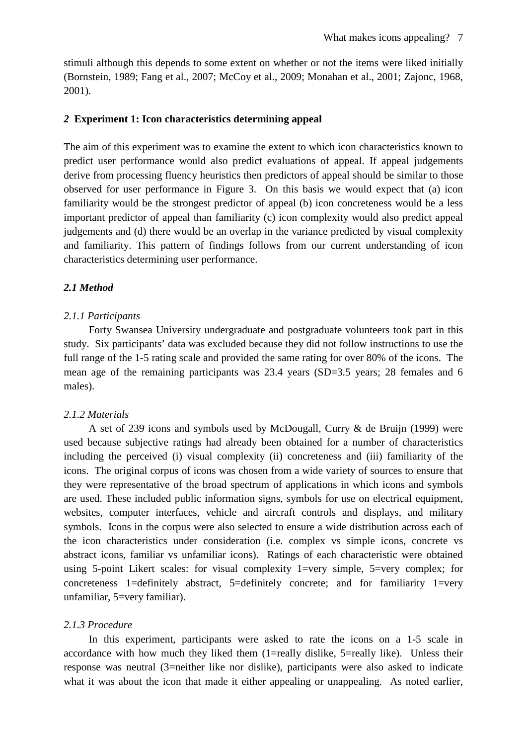stimuli although this depends to some extent on whether or not the items were liked initially (Bornstein, 1989; Fang et al., 2007; McCoy et al., 2009; Monahan et al., 2001; Zajonc, 1968, 2001).

## *2* Experiment 1: Icon characteristics determining appeal

The aim of this experiment was to examine the extent to which icon characteristics known to predict user performance would also predict evaluations of appeal. If appeal judgements derive from processing fluency heuristics then predictors of appeal should be similar to those observed for user performance in Figure 3. On this basis we would expect that (a) icon familiarity would be the strongest predictor of appeal (b) icon concreteness would be a less important predictor of appeal than familiarity (c) icon complexity would also predict appeal judgements and (d) there would be an overlap in the variance predicted by visual complexity and familiarity. This pattern of findings follows from our current understanding of icon characteristics determining user performance.

### *2.1 Method*

#### *2.1.1 Participants*

Forty Swansea University undergraduate and postgraduate volunteers took part in this study. Six participants' data was excluded because they did not follow instructions to use the full range of the 1-5 rating scale and provided the same rating for over 80% of the icons. The mean age of the remaining participants was 23.4 years (SD=3.5 years; 28 females and 6 males).

#### *2.1.2 Materials*

A set of 239 icons and symbols used by McDougall, Curry & de Bruijn (1999) were used because subjective ratings had already been obtained for a number of characteristics including the perceived (i) visual complexity (ii) concreteness and (iii) familiarity of the icons. The original corpus of icons was chosen from a wide variety of sources to ensure that they were representative of the broad spectrum of applications in which icons and symbols are used. These included public information signs, symbols for use on electrical equipment, websites, computer interfaces, vehicle and aircraft controls and displays, and military symbols. Icons in the corpus were also selected to ensure a wide distribution across each of the icon characteristics under consideration (i.e. complex vs simple icons, concrete vs abstract icons, familiar vs unfamiliar icons). Ratings of each characteristic were obtained using 5-point Likert scales: for visual complexity 1=very simple, 5=very complex; for concreteness 1=definitely abstract, 5=definitely concrete; and for familiarity 1=very unfamiliar, 5=very familiar).

#### *2.1.3 Procedure*

In this experiment, participants were asked to rate the icons on a 1-5 scale in accordance with how much they liked them (1=really dislike, 5=really like). Unless their response was neutral (3=neither like nor dislike), participants were also asked to indicate what it was about the icon that made it either appealing or unappealing. As noted earlier,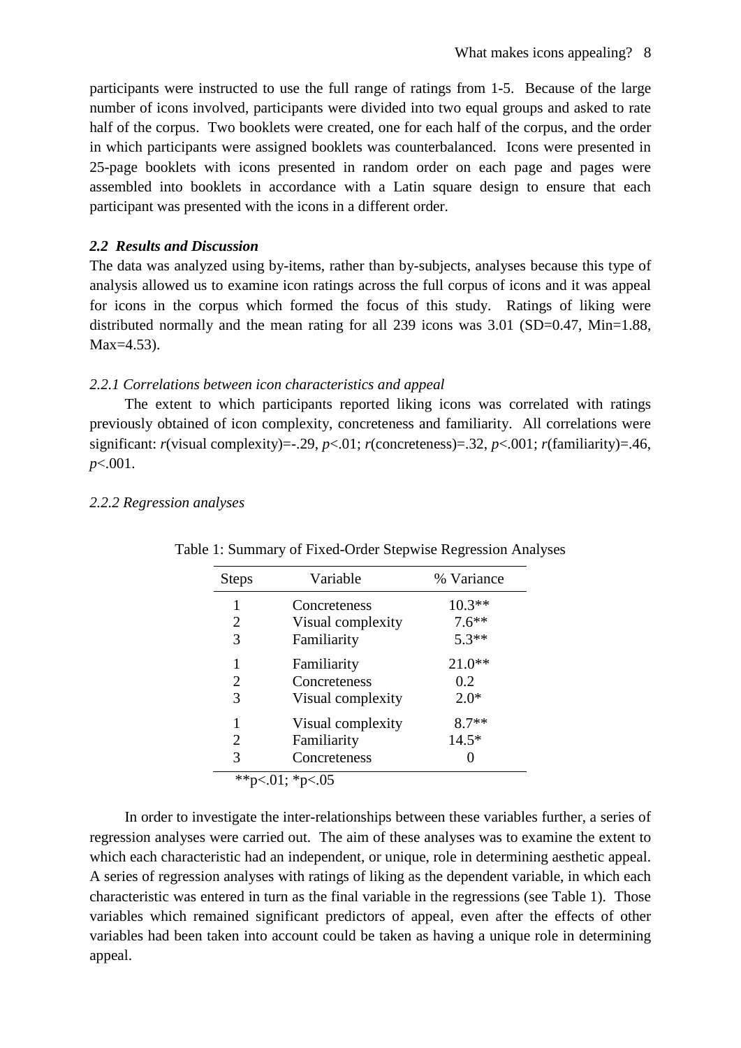participants were instructed to use the full range of ratings from 1-5. Because of the large number of icons involved, participants were divided into two equal groups and asked to rate half of the corpus. Two booklets were created, one for each half of the corpus, and the order in which participants were assigned booklets was counterbalanced. Icons were presented in 25-page booklets with icons presented in random order on each page and pages were assembled into booklets in accordance with a Latin square design to ensure that each participant was presented with the icons in a different order.

### *2.2 Results and Discussion*

The data was analyzed using by-items, rather than by-subjects, analyses because this type of analysis allowed us to examine icon ratings across the full corpus of icons and it was appeal for icons in the corpus which formed the focus of this study. Ratings of liking were distributed normally and the mean rating for all 239 icons was 3.01 (SD=0.47, Min=1.88, Max=4.53).

#### *2.2.1 Correlations between icon characteristics and appeal*

The extent to which participants reported liking icons was correlated with ratings previously obtained of icon complexity, concreteness and familiarity. All correlations were significant: $r$(visual complexity)=-.29, $p<.01$; $r$(concreteness)=.32, $p<.001$; $r$(familiarity)=.46, $p<.001$.

#### *2.2.2 Regression analyses*

Table 1: Summary of Fixed-Order Stepwise Regression Analyses

| Steps | Variable | % Variance |
|---|---|---|
| 1 | Concreteness | 10.3** |
| 2 | Visual complexity | 7.6** |
| 3 | Familiarity | 5.3** |
| 1 | Familiarity | 21.0** |
| 2 | Concreteness | 0.2 |
| 3 | Visual complexity | 2.0* |
| 1 | Visual complexity | 8.7** |
| 2 | Familiarity | 14.5* |
| 3 | Concreteness | 0 |

**p<.01; *p<.05

In order to investigate the inter-relationships between these variables further, a series of regression analyses were carried out. The aim of these analyses was to examine the extent to which each characteristic had an independent, or unique, role in determining aesthetic appeal. A series of regression analyses with ratings of liking as the dependent variable, in which each characteristic was entered in turn as the final variable in the regressions (see Table 1). Those variables which remained significant predictors of appeal, even after the effects of other variables had been taken into account could be taken as having a unique role in determining appeal.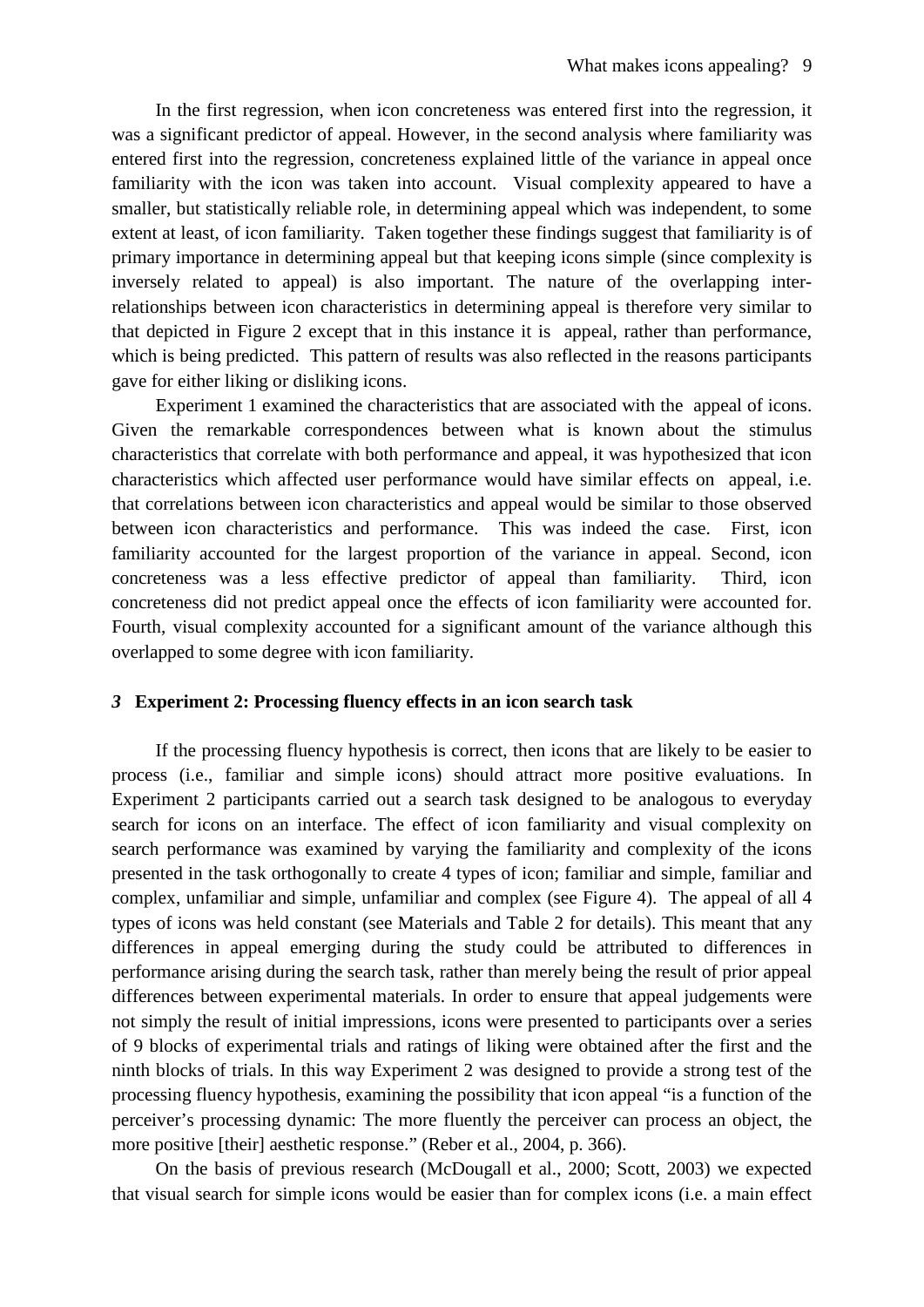In the first regression, when icon concreteness was entered first into the regression, it was a significant predictor of appeal. However, in the second analysis where familiarity was entered first into the regression, concreteness explained little of the variance in appeal once familiarity with the icon was taken into account. Visual complexity appeared to have a smaller, but statistically reliable role, in determining appeal which was independent, to some extent at least, of icon familiarity. Taken together these findings suggest that familiarity is of primary importance in determining appeal but that keeping icons simple (since complexity is inversely related to appeal) is also important. The nature of the overlapping inter-relationships between icon characteristics in determining appeal is therefore very similar to that depicted in Figure 2 except that in this instance it is appeal, rather than performance, which is being predicted. This pattern of results was also reflected in the reasons participants gave for either liking or disliking icons.

Experiment 1 examined the characteristics that are associated with the appeal of icons. Given the remarkable correspondences between what is known about the stimulus characteristics that correlate with both performance and appeal, it was hypothesized that icon characteristics which affected user performance would have similar effects on appeal, i.e. that correlations between icon characteristics and appeal would be similar to those observed between icon characteristics and performance. This was indeed the case. First, icon familiarity accounted for the largest proportion of the variance in appeal. Second, icon concreteness was a less effective predictor of appeal than familiarity. Third, icon concreteness did not predict appeal once the effects of icon familiarity were accounted for. Fourth, visual complexity accounted for a significant amount of the variance although this overlapped to some degree with icon familiarity.

## *3* Experiment 2: Processing fluency effects in an icon search task

If the processing fluency hypothesis is correct, then icons that are likely to be easier to process (i.e., familiar and simple icons) should attract more positive evaluations. In Experiment 2 participants carried out a search task designed to be analogous to everyday search for icons on an interface. The effect of icon familiarity and visual complexity on search performance was examined by varying the familiarity and complexity of the icons presented in the task orthogonally to create 4 types of icon; familiar and simple, familiar and complex, unfamiliar and simple, unfamiliar and complex (see Figure 4). The appeal of all 4 types of icons was held constant (see Materials and Table 2 for details). This meant that any differences in appeal emerging during the study could be attributed to differences in performance arising during the search task, rather than merely being the result of prior appeal differences between experimental materials. In order to ensure that appeal judgements were not simply the result of initial impressions, icons were presented to participants over a series of 9 blocks of experimental trials and ratings of liking were obtained after the first and the ninth blocks of trials. In this way Experiment 2 was designed to provide a strong test of the processing fluency hypothesis, examining the possibility that icon appeal "is a function of the perceiver's processing dynamic: The more fluently the perceiver can process an object, the more positive [their] aesthetic response." (Reber et al., 2004, p. 366).

On the basis of previous research (McDougall et al., 2000; Scott, 2003) we expected that visual search for simple icons would be easier than for complex icons (i.e. a main effect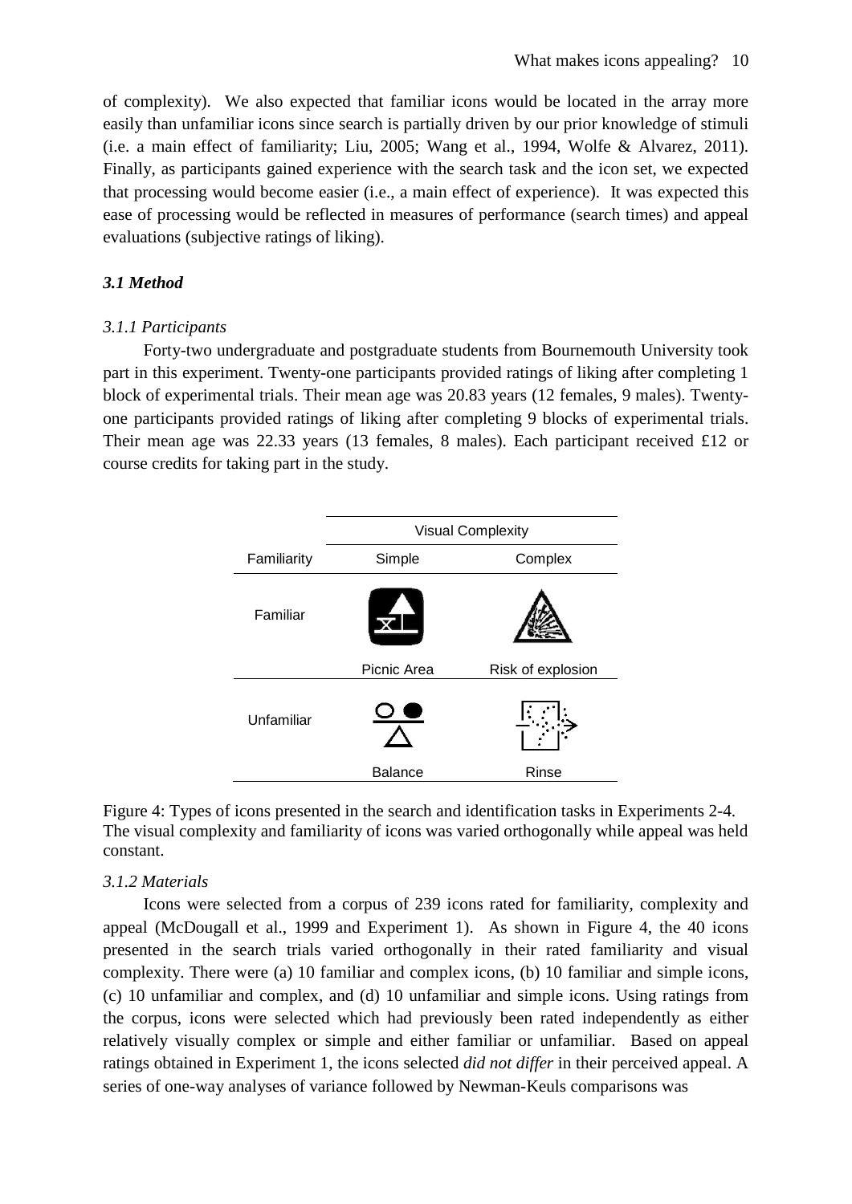of complexity). We also expected that familiar icons would be located in the array more easily than unfamiliar icons since search is partially driven by our prior knowledge of stimuli (i.e. a main effect of familiarity; Liu, 2005; Wang et al., 1994, Wolfe & Alvarez, 2011). Finally, as participants gained experience with the search task and the icon set, we expected that processing would become easier (i.e., a main effect of experience). It was expected this ease of processing would be reflected in measures of performance (search times) and appeal evaluations (subjective ratings of liking).

### *3.1 Method*

#### *3.1.1 Participants*

Forty-two undergraduate and postgraduate students from Bournemouth University took part in this experiment. Twenty-one participants provided ratings of liking after completing 1 block of experimental trials. Their mean age was 20.83 years (12 females, 9 males). Twenty-one participants provided ratings of liking after completing 9 blocks of experimental trials. Their mean age was 22.33 years (13 females, 8 males). Each participant received £12 or course credits for taking part in the study.

| | Visual Complexity | |
|---|---|---|
| Familiarity | Simple | Complex |
| Familiar | Picnic Area | Risk of explosion |
| Unfamiliar | Balance | Rinse |

Figure 4: Types of icons presented in the search and identification tasks in Experiments 2-4. The visual complexity and familiarity of icons was varied orthogonally while appeal was held constant.

#### *3.1.2 Materials*

Icons were selected from a corpus of 239 icons rated for familiarity, complexity and appeal (McDougall et al., 1999 and Experiment 1). As shown in Figure 4, the 40 icons presented in the search trials varied orthogonally in their rated familiarity and visual complexity. There were (a) 10 familiar and complex icons, (b) 10 familiar and simple icons, (c) 10 unfamiliar and complex, and (d) 10 unfamiliar and simple icons. Using ratings from the corpus, icons were selected which had previously been rated independently as either relatively visually complex or simple and either familiar or unfamiliar. Based on appeal ratings obtained in Experiment 1, the icons selected *did not differ* in their perceived appeal. A series of one-way analyses of variance followed by Newman-Keuls comparisons was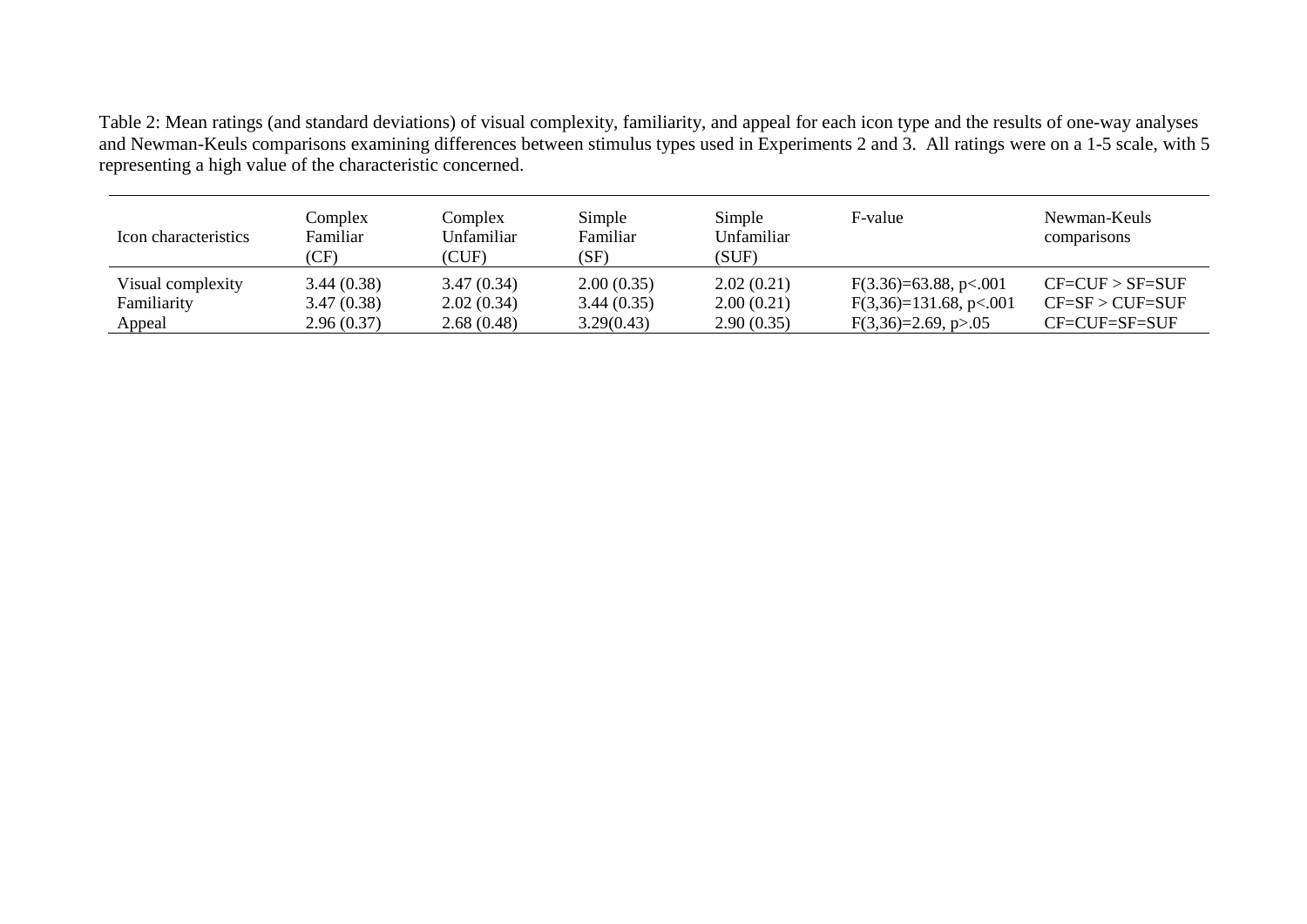Table 2: Mean ratings (and standard deviations) of visual complexity, familiarity, and appeal for each icon type and the results of one-way analyses and Newman-Keuls comparisons examining differences between stimulus types used in Experiments 2 and 3. All ratings were on a 1-5 scale, with 5 representing a high value of the characteristic concerned.

| Icon characteristics | Complex Familiar (CF) | Complex Unfamiliar (CUF) | Simple Familiar (SF) | Simple Unfamiliar (SUF) | F-value | Newman-Keuls comparisons |
|---|---|---|---|---|---|---|
| Visual complexity | 3.44 (0.38) | 3.47 (0.34) | 2.00 (0.35) | 2.02 (0.21) | $F(3.36)=63.88$, $p<.001$ | CF=CUF > SF=SUF |
| Familiarity | 3.47 (0.38) | 2.02 (0.34) | 3.44 (0.35) | 2.00 (0.21) | $F(3,36)=131.68$, $p<.001$ | CF=SF > CUF=SUF |
| Appeal | 2.96 (0.37) | 2.68 (0.48) | 3.29(0.43) | 2.90 (0.35) | $F(3,36)=2.69$, $p>.05$ | CF=CUF=SF=SUF |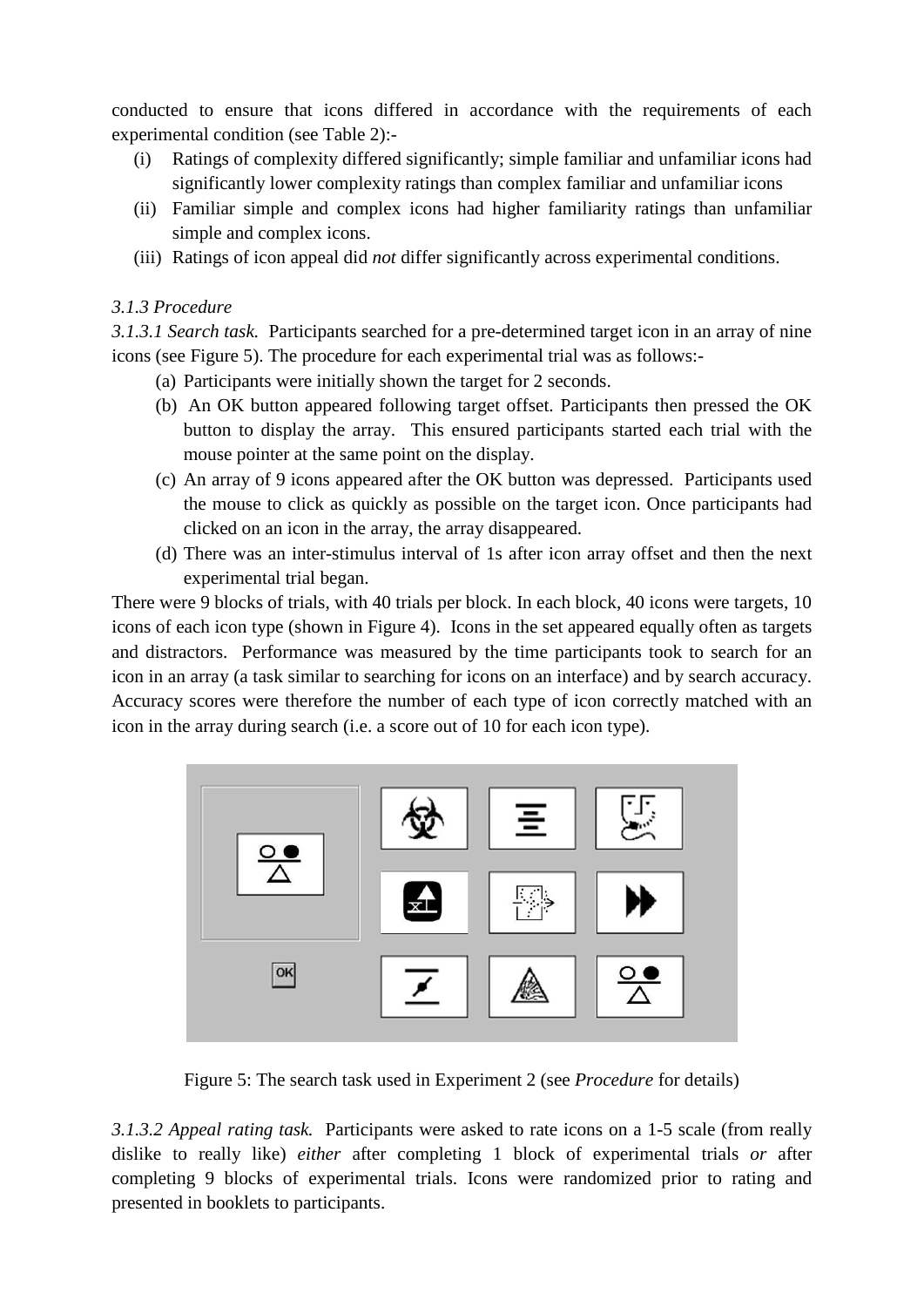conducted to ensure that icons differed in accordance with the requirements of each experimental condition (see Table 2):-

(i) Ratings of complexity differed significantly; simple familiar and unfamiliar icons had significantly lower complexity ratings than complex familiar and unfamiliar icons
(ii) Familiar simple and complex icons had higher familiarity ratings than unfamiliar simple and complex icons.
(iii) Ratings of icon appeal did *not* differ significantly across experimental conditions.

*3.1.3 Procedure*

*3.1.3.1 Search task.* Participants searched for a pre-determined target icon in an array of nine icons (see Figure 5). The procedure for each experimental trial was as follows:-

(a) Participants were initially shown the target for 2 seconds.
(b) An OK button appeared following target offset. Participants then pressed the OK button to display the array. This ensured participants started each trial with the mouse pointer at the same point on the display.
(c) An array of 9 icons appeared after the OK button was depressed. Participants used the mouse to click as quickly as possible on the target icon. Once participants had clicked on an icon in the array, the array disappeared.
(d) There was an inter-stimulus interval of 1s after icon array offset and then the next experimental trial began.

There were 9 blocks of trials, with 40 trials per block. In each block, 40 icons were targets, 10 icons of each icon type (shown in Figure 4). Icons in the set appeared equally often as targets and distractors. Performance was measured by the time participants took to search for an icon in an array (a task similar to searching for icons on an interface) and by search accuracy. Accuracy scores were therefore the number of each type of icon correctly matched with an icon in the array during search (i.e. a score out of 10 for each icon type).

Figure 5: The search task used in Experiment 2 (see *Procedure* for details)

*3.1.3.2 Appeal rating task.* Participants were asked to rate icons on a 1-5 scale (from really dislike to really like) *either* after completing 1 block of experimental trials *or* after completing 9 blocks of experimental trials. Icons were randomized prior to rating and presented in booklets to participants.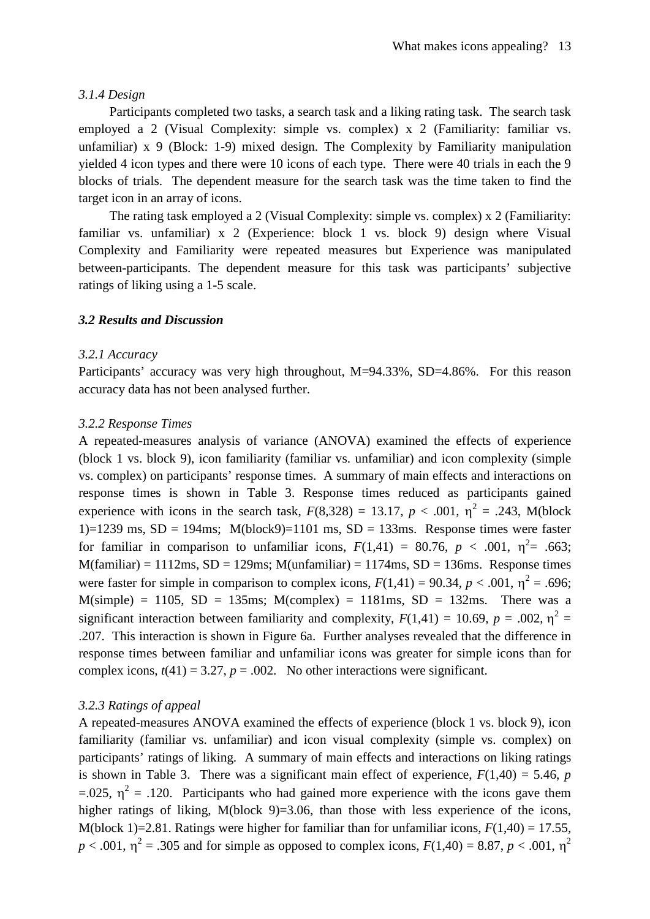*3.1.4 Design*

Participants completed two tasks, a search task and a liking rating task. The search task employed a 2 (Visual Complexity: simple vs. complex) x 2 (Familiarity: familiar vs. unfamiliar) x 9 (Block: 1-9) mixed design. The Complexity by Familiarity manipulation yielded 4 icon types and there were 10 icons of each type. There were 40 trials in each the 9 blocks of trials. The dependent measure for the search task was the time taken to find the target icon in an array of icons.

The rating task employed a 2 (Visual Complexity: simple vs. complex) x 2 (Familiarity: familiar vs. unfamiliar) x 2 (Experience: block 1 vs. block 9) design where Visual Complexity and Familiarity were repeated measures but Experience was manipulated between-participants. The dependent measure for this task was participants' subjective ratings of liking using a 1-5 scale.

### *3.2 Results and Discussion*

*3.2.1 Accuracy*

Participants' accuracy was very high throughout, M=94.33%, SD=4.86%. For this reason accuracy data has not been analysed further.

*3.2.2 Response Times*

A repeated-measures analysis of variance (ANOVA) examined the effects of experience (block 1 vs. block 9), icon familiarity (familiar vs. unfamiliar) and icon complexity (simple vs. complex) on participants' response times. A summary of main effects and interactions on response times is shown in Table 3. Response times reduced as participants gained experience with icons in the search task, $F(8,328) = 13.17$, $p < .001$, $\eta^2 = .243$, M(block 1)=1239 ms, SD = 194ms; M(block9)=1101 ms, SD = 133ms. Response times were faster for familiar in comparison to unfamiliar icons, $F(1,41) = 80.76$, $p < .001$, $\eta^2 = .663$; M(familiar) = 1112ms, SD = 129ms; M(unfamiliar) = 1174ms, SD = 136ms. Response times were faster for simple in comparison to complex icons, $F(1,41) = 90.34$, $p < .001$, $\eta^2 = .696$; M(simple) = 1105, SD = 135ms; M(complex) = 1181ms, SD = 132ms. There was a significant interaction between familiarity and complexity, $F(1,41) = 10.69$, $p = .002$, $\eta^2 = .207$. This interaction is shown in Figure 6a. Further analyses revealed that the difference in response times between familiar and unfamiliar icons was greater for simple icons than for complex icons, $t(41) = 3.27$, $p = .002$. No other interactions were significant.

*3.2.3 Ratings of appeal*

A repeated-measures ANOVA examined the effects of experience (block 1 vs. block 9), icon familiarity (familiar vs. unfamiliar) and icon visual complexity (simple vs. complex) on participants' ratings of liking. A summary of main effects and interactions on liking ratings is shown in Table 3. There was a significant main effect of experience, $F(1,40) = 5.46$, $p = .025$, $\eta^2 = .120$. Participants who had gained more experience with the icons gave them higher ratings of liking, M(block 9)=3.06, than those with less experience of the icons, M(block 1)=2.81. Ratings were higher for familiar than for unfamiliar icons, $F(1,40) = 17.55$, $p < .001$, $\eta^2 = .305$ and for simple as opposed to complex icons, $F(1,40) = 8.87$, $p < .001$, $\eta^2$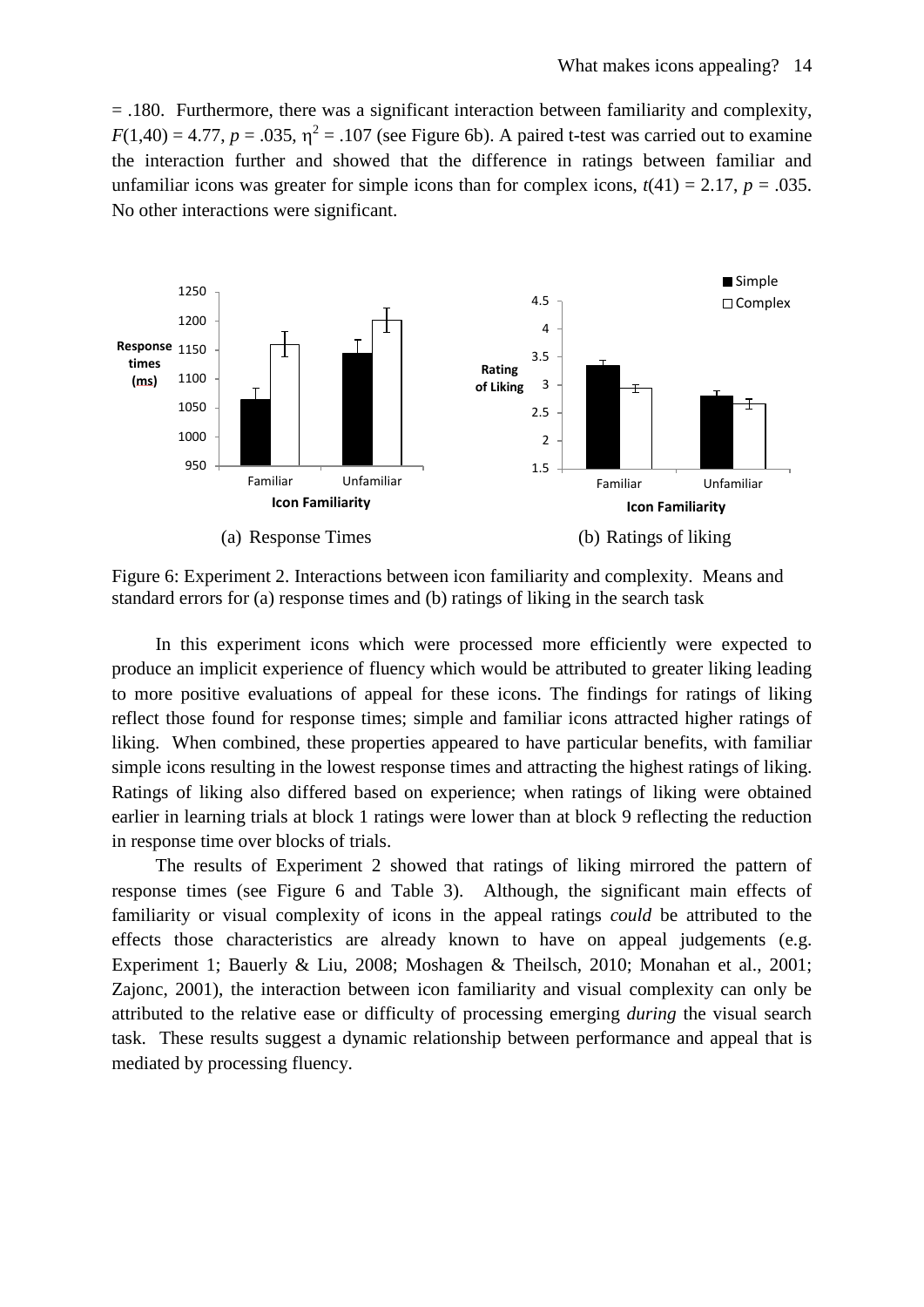= .180. Furthermore, there was a significant interaction between familiarity and complexity, $F(1,40) = 4.77$, $p = .035$, $\eta^2 = .107$ (see Figure 6b). A paired t-test was carried out to examine the interaction further and showed that the difference in ratings between familiar and unfamiliar icons was greater for simple icons than for complex icons, $t(41) = 2.17$, $p = .035$. No other interactions were significant.

(a) Response Times (b) Ratings of liking

Figure 6: Experiment 2. Interactions between icon familiarity and complexity. Means and standard errors for (a) response times and (b) ratings of liking in the search task

In this experiment icons which were processed more efficiently were expected to produce an implicit experience of fluency which would be attributed to greater liking leading to more positive evaluations of appeal for these icons. The findings for ratings of liking reflect those found for response times; simple and familiar icons attracted higher ratings of liking. When combined, these properties appeared to have particular benefits, with familiar simple icons resulting in the lowest response times and attracting the highest ratings of liking. Ratings of liking also differed based on experience; when ratings of liking were obtained earlier in learning trials at block 1 ratings were lower than at block 9 reflecting the reduction in response time over blocks of trials.

The results of Experiment 2 showed that ratings of liking mirrored the pattern of response times (see Figure 6 and Table 3). Although, the significant main effects of familiarity or visual complexity of icons in the appeal ratings *could* be attributed to the effects those characteristics are already known to have on appeal judgements (e.g. Experiment 1; Bauerly & Liu, 2008; Moshagen & Theilsch, 2010; Monahan et al., 2001; Zajonc, 2001), the interaction between icon familiarity and visual complexity can only be attributed to the relative ease or difficulty of processing emerging *during* the visual search task. These results suggest a dynamic relationship between performance and appeal that is mediated by processing fluency.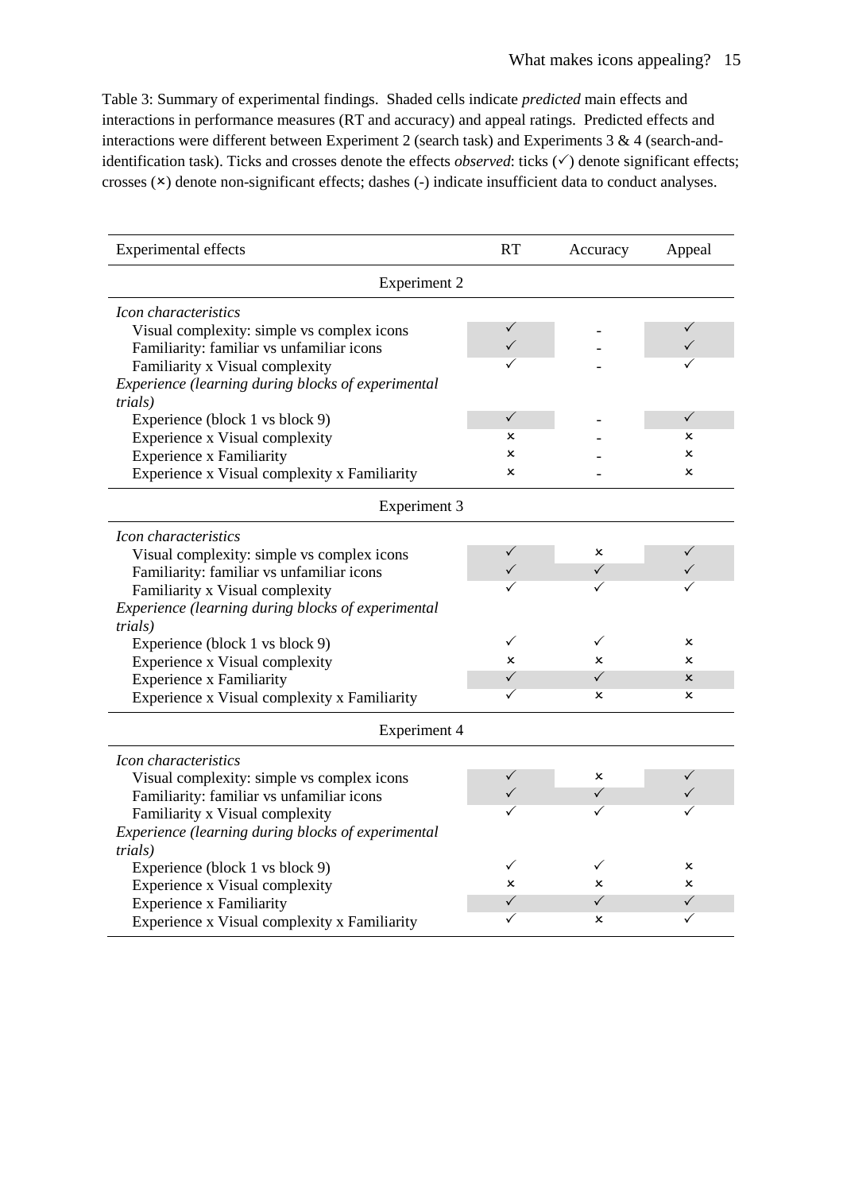Table 3: Summary of experimental findings. Shaded cells indicate *predicted* main effects and interactions in performance measures (RT and accuracy) and appeal ratings. Predicted effects and interactions were different between Experiment 2 (search task) and Experiments 3 & 4 (search-and-identification task). Ticks and crosses denote the effects *observed*: ticks (✓) denote significant effects; crosses (×) denote non-significant effects; dashes (-) indicate insufficient data to conduct analyses.

| Experimental effects | RT | Accuracy | Appeal |
|---|---|---|---|
| **Experiment 2** | | | |
| *Icon characteristics* | | | |
| Visual complexity: simple vs complex icons | ✓ | - | ✓ |
| Familiarity: familiar vs unfamiliar icons | ✓ | - | ✓ |
| Familiarity x Visual complexity | ✓ | - | ✓ |
| *Experience (learning during blocks of experimental trials)* | | | |
| Experience (block 1 vs block 9) | ✓ | - | ✓ |
| Experience x Visual complexity | × | - | × |
| Experience x Familiarity | × | - | × |
| Experience x Visual complexity x Familiarity | × | - | × |
| **Experiment 3** | | | |
| *Icon characteristics* | | | |
| Visual complexity: simple vs complex icons | ✓ | × | ✓ |
| Familiarity: familiar vs unfamiliar icons | ✓ | ✓ | ✓ |
| Familiarity x Visual complexity | ✓ | ✓ | ✓ |
| *Experience (learning during blocks of experimental trials)* | | | |
| Experience (block 1 vs block 9) | ✓ | ✓ | × |
| Experience x Visual complexity | × | × | × |
| Experience x Familiarity | ✓ | ✓ | × |
| Experience x Visual complexity x Familiarity | ✓ | × | × |
| **Experiment 4** | | | |
| *Icon characteristics* | | | |
| Visual complexity: simple vs complex icons | ✓ | × | ✓ |
| Familiarity: familiar vs unfamiliar icons | ✓ | ✓ | ✓ |
| Familiarity x Visual complexity | ✓ | ✓ | ✓ |
| *Experience (learning during blocks of experimental trials)* | | | |
| Experience (block 1 vs block 9) | ✓ | ✓ | × |
| Experience x Visual complexity | × | × | × |
| Experience x Familiarity | ✓ | ✓ | ✓ |
| Experience x Visual complexity x Familiarity | ✓ | × | ✓ |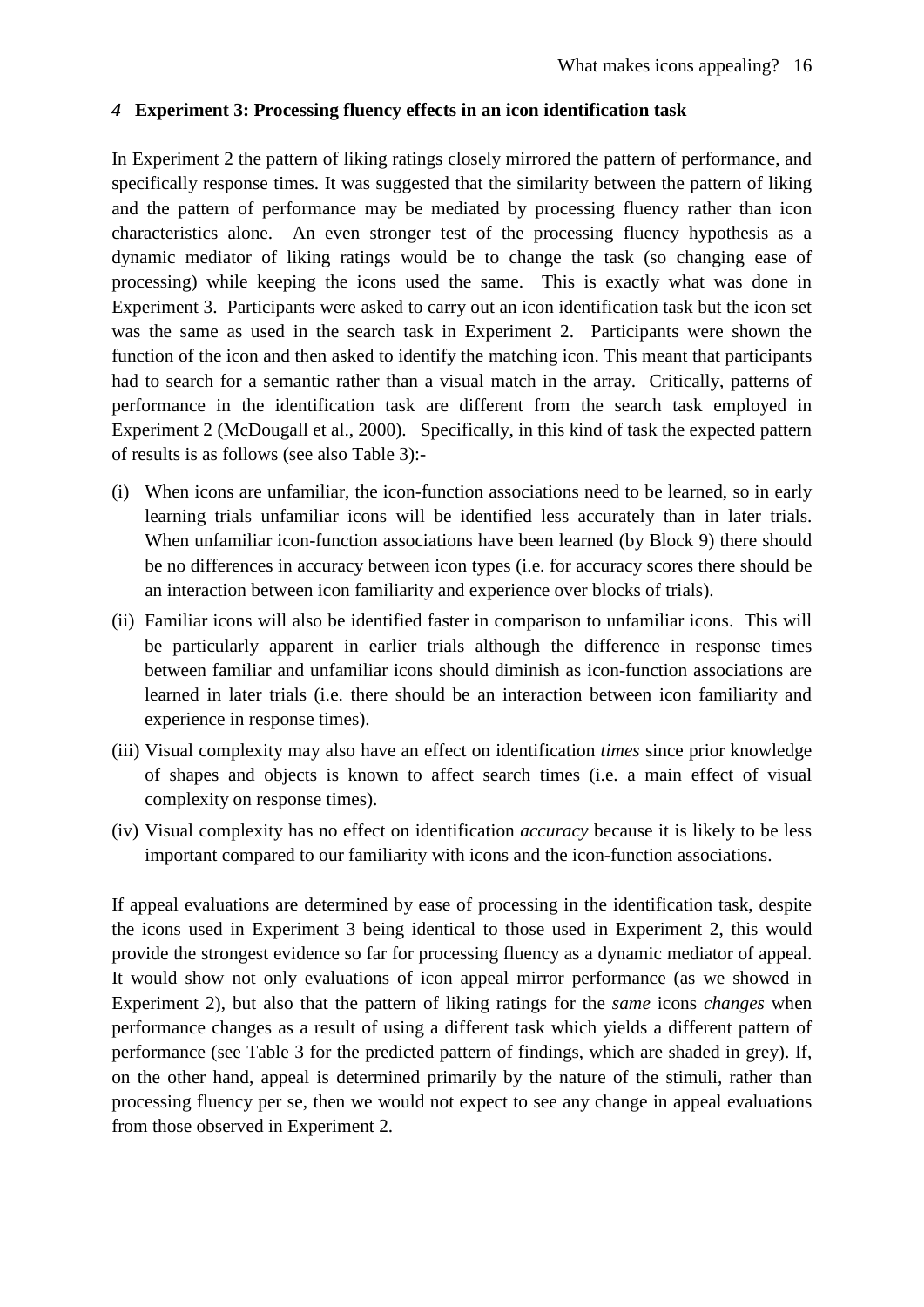## *4* Experiment 3: Processing fluency effects in an icon identification task

In Experiment 2 the pattern of liking ratings closely mirrored the pattern of performance, and specifically response times. It was suggested that the similarity between the pattern of liking and the pattern of performance may be mediated by processing fluency rather than icon characteristics alone. An even stronger test of the processing fluency hypothesis as a dynamic mediator of liking ratings would be to change the task (so changing ease of processing) while keeping the icons used the same. This is exactly what was done in Experiment 3. Participants were asked to carry out an icon identification task but the icon set was the same as used in the search task in Experiment 2. Participants were shown the function of the icon and then asked to identify the matching icon. This meant that participants had to search for a semantic rather than a visual match in the array. Critically, patterns of performance in the identification task are different from the search task employed in Experiment 2 (McDougall et al., 2000). Specifically, in this kind of task the expected pattern of results is as follows (see also Table 3):-

(i) When icons are unfamiliar, the icon-function associations need to be learned, so in early learning trials unfamiliar icons will be identified less accurately than in later trials. When unfamiliar icon-function associations have been learned (by Block 9) there should be no differences in accuracy between icon types (i.e. for accuracy scores there should be an interaction between icon familiarity and experience over blocks of trials).

(ii) Familiar icons will also be identified faster in comparison to unfamiliar icons. This will be particularly apparent in earlier trials although the difference in response times between familiar and unfamiliar icons should diminish as icon-function associations are learned in later trials (i.e. there should be an interaction between icon familiarity and experience in response times).

(iii) Visual complexity may also have an effect on identification *times* since prior knowledge of shapes and objects is known to affect search times (i.e. a main effect of visual complexity on response times).

(iv) Visual complexity has no effect on identification *accuracy* because it is likely to be less important compared to our familiarity with icons and the icon-function associations.

If appeal evaluations are determined by ease of processing in the identification task, despite the icons used in Experiment 3 being identical to those used in Experiment 2, this would provide the strongest evidence so far for processing fluency as a dynamic mediator of appeal. It would show not only evaluations of icon appeal mirror performance (as we showed in Experiment 2), but also that the pattern of liking ratings for the *same* icons *changes* when performance changes as a result of using a different task which yields a different pattern of performance (see Table 3 for the predicted pattern of findings, which are shaded in grey). If, on the other hand, appeal is determined primarily by the nature of the stimuli, rather than processing fluency per se, then we would not expect to see any change in appeal evaluations from those observed in Experiment 2.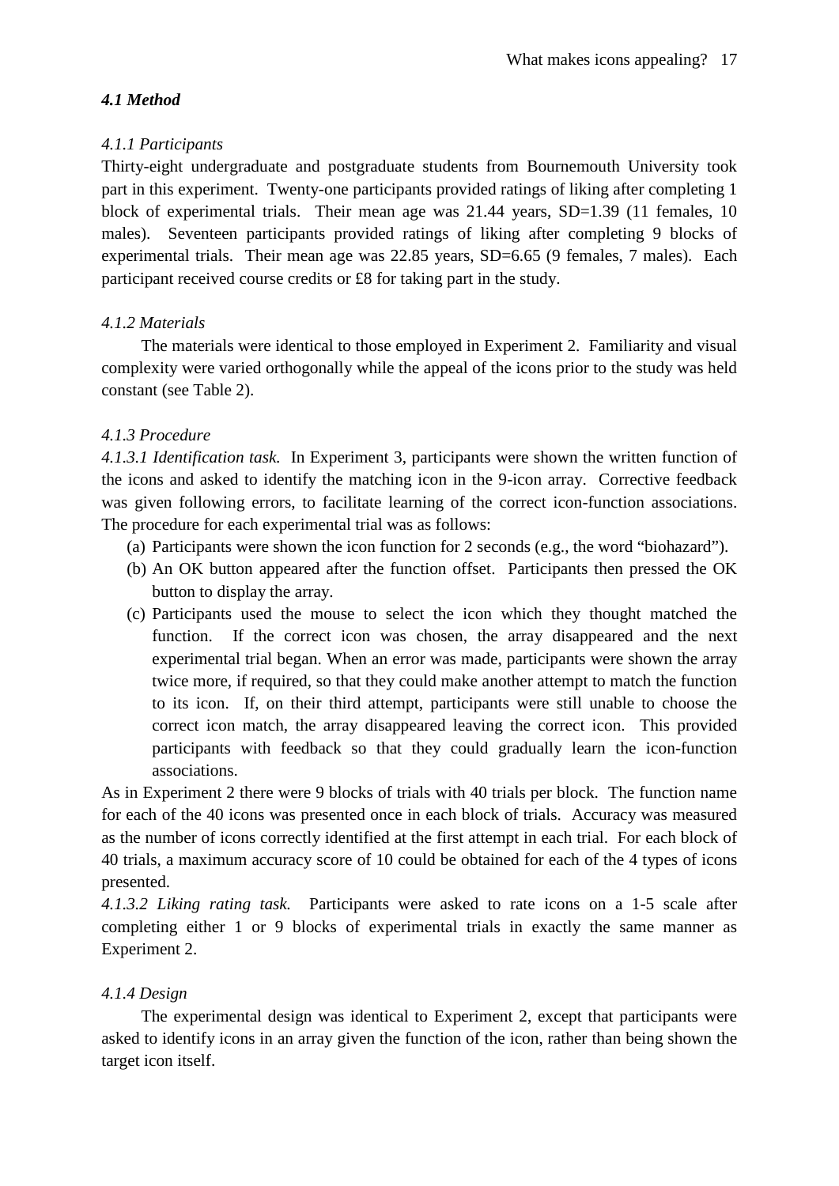### *4.1 Method*

#### *4.1.1 Participants*

Thirty-eight undergraduate and postgraduate students from Bournemouth University took part in this experiment. Twenty-one participants provided ratings of liking after completing 1 block of experimental trials. Their mean age was 21.44 years, SD=1.39 (11 females, 10 males). Seventeen participants provided ratings of liking after completing 9 blocks of experimental trials. Their mean age was 22.85 years, SD=6.65 (9 females, 7 males). Each participant received course credits or £8 for taking part in the study.

#### *4.1.2 Materials*

The materials were identical to those employed in Experiment 2. Familiarity and visual complexity were varied orthogonally while the appeal of the icons prior to the study was held constant (see Table 2).

#### *4.1.3 Procedure*

*4.1.3.1 Identification task.* In Experiment 3, participants were shown the written function of the icons and asked to identify the matching icon in the 9-icon array. Corrective feedback was given following errors, to facilitate learning of the correct icon-function associations. The procedure for each experimental trial was as follows:

(a) Participants were shown the icon function for 2 seconds (e.g., the word "biohazard").

(b) An OK button appeared after the function offset. Participants then pressed the OK button to display the array.

(c) Participants used the mouse to select the icon which they thought matched the function. If the correct icon was chosen, the array disappeared and the next experimental trial began. When an error was made, participants were shown the array twice more, if required, so that they could make another attempt to match the function to its icon. If, on their third attempt, participants were still unable to choose the correct icon match, the array disappeared leaving the correct icon. This provided participants with feedback so that they could gradually learn the icon-function associations.

As in Experiment 2 there were 9 blocks of trials with 40 trials per block. The function name for each of the 40 icons was presented once in each block of trials. Accuracy was measured as the number of icons correctly identified at the first attempt in each trial. For each block of 40 trials, a maximum accuracy score of 10 could be obtained for each of the 4 types of icons presented.

*4.1.3.2 Liking rating task.* Participants were asked to rate icons on a 1-5 scale after completing either 1 or 9 blocks of experimental trials in exactly the same manner as Experiment 2.

#### *4.1.4 Design*

The experimental design was identical to Experiment 2, except that participants were asked to identify icons in an array given the function of the icon, rather than being shown the target icon itself.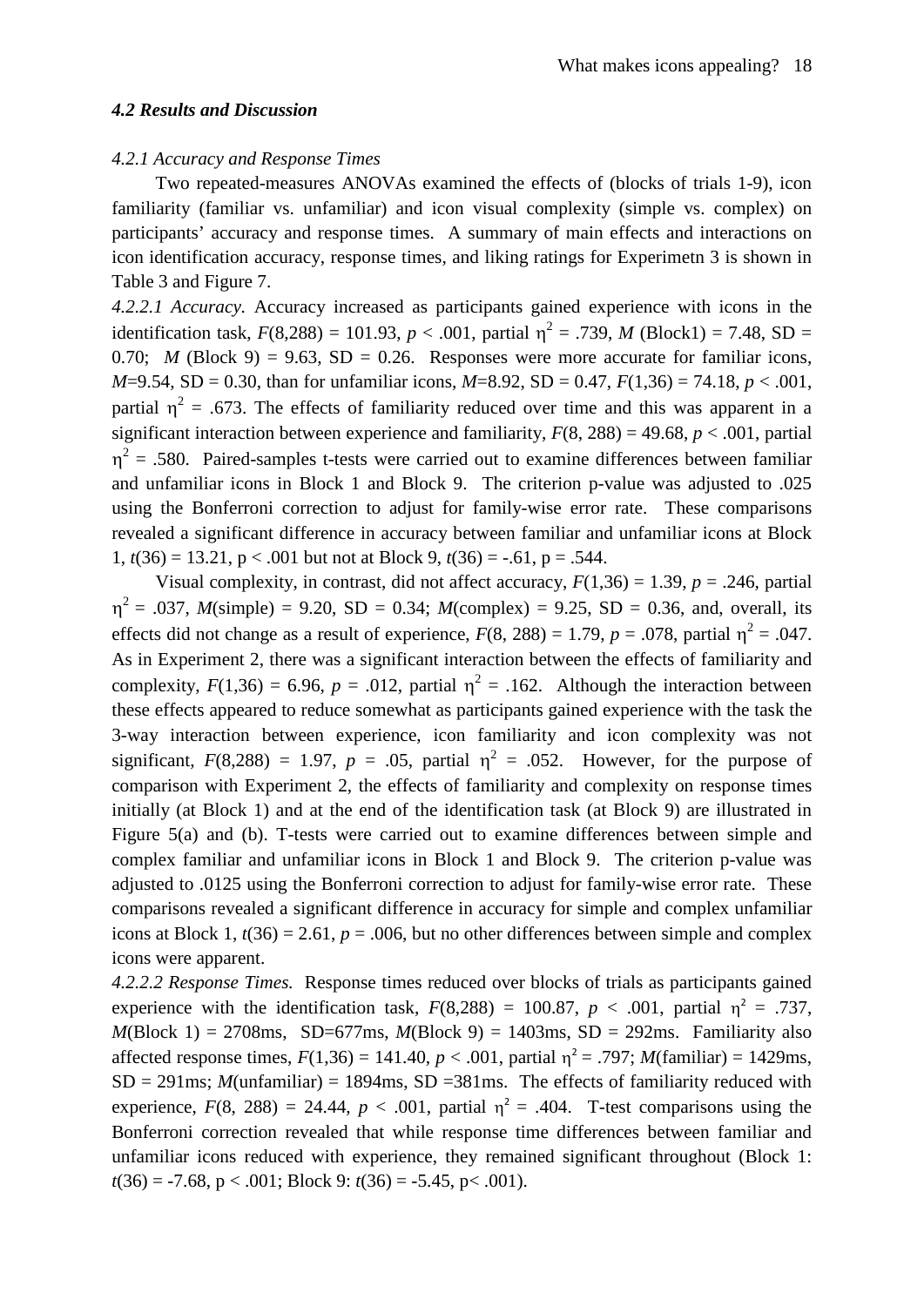### *4.2 Results and Discussion*

*4.2.1 Accuracy and Response Times*

Two repeated-measures ANOVAs examined the effects of (blocks of trials 1-9), icon familiarity (familiar vs. unfamiliar) and icon visual complexity (simple vs. complex) on participants' accuracy and response times. A summary of main effects and interactions on icon identification accuracy, response times, and liking ratings for Experimetn 3 is shown in Table 3 and Figure 7.

*4.2.2.1 Accuracy.* Accuracy increased as participants gained experience with icons in the identification task, $F(8,288) = 101.93$, $p < .001$, partial $\eta^2 = .739$, $M$ (Block1) = 7.48, SD = 0.70; $M$ (Block 9) = 9.63, SD = 0.26. Responses were more accurate for familiar icons, $M$=9.54, SD = 0.30, than for unfamiliar icons, $M$=8.92, SD = 0.47, $F(1,36) = 74.18$, $p < .001$, partial $\eta^2 = .673$. The effects of familiarity reduced over time and this was apparent in a significant interaction between experience and familiarity, $F(8, 288) = 49.68$, $p < .001$, partial $\eta^2 = .580$. Paired-samples t-tests were carried out to examine differences between familiar and unfamiliar icons in Block 1 and Block 9. The criterion p-value was adjusted to .025 using the Bonferroni correction to adjust for family-wise error rate. These comparisons revealed a significant difference in accuracy between familiar and unfamiliar icons at Block 1, $t(36) = 13.21$, p < .001 but not at Block 9, $t(36) = -.61$, p = .544.

Visual complexity, in contrast, did not affect accuracy, $F(1,36) = 1.39$, $p = .246$, partial $\eta^2 = .037$, $M$(simple) = 9.20, SD = 0.34; $M$(complex) = 9.25, SD = 0.36, and, overall, its effects did not change as a result of experience, $F(8, 288) = 1.79$, $p = .078$, partial $\eta^2 = .047$. As in Experiment 2, there was a significant interaction between the effects of familiarity and complexity, $F(1,36) = 6.96$, $p = .012$, partial $\eta^2 = .162$. Although the interaction between these effects appeared to reduce somewhat as participants gained experience with the task the 3-way interaction between experience, icon familiarity and icon complexity was not significant, $F(8,288) = 1.97$, $p = .05$, partial $\eta^2 = .052$. However, for the purpose of comparison with Experiment 2, the effects of familiarity and complexity on response times initially (at Block 1) and at the end of the identification task (at Block 9) are illustrated in Figure 5(a) and (b). T-tests were carried out to examine differences between simple and complex familiar and unfamiliar icons in Block 1 and Block 9. The criterion p-value was adjusted to .0125 using the Bonferroni correction to adjust for family-wise error rate. These comparisons revealed a significant difference in accuracy for simple and complex unfamiliar icons at Block 1, $t(36) = 2.61$, $p = .006$, but no other differences between simple and complex icons were apparent.

*4.2.2.2 Response Times.* Response times reduced over blocks of trials as participants gained experience with the identification task, $F(8,288) = 100.87$, $p < .001$, partial $\eta^2 = .737$, $M$(Block 1) = 2708ms, SD=677ms, $M$(Block 9) = 1403ms, SD = 292ms. Familiarity also affected response times, $F(1,36) = 141.40$, $p < .001$, partial $\eta^2 = .797$; $M$(familiar) = 1429ms, SD = 291ms; $M$(unfamiliar) = 1894ms, SD =381ms. The effects of familiarity reduced with experience, $F(8, 288) = 24.44$, $p < .001$, partial $\eta^2 = .404$. T-test comparisons using the Bonferroni correction revealed that while response time differences between familiar and unfamiliar icons reduced with experience, they remained significant throughout (Block 1: $t(36) = -7.68$, p < .001; Block 9: $t(36) = -5.45$, p< .001).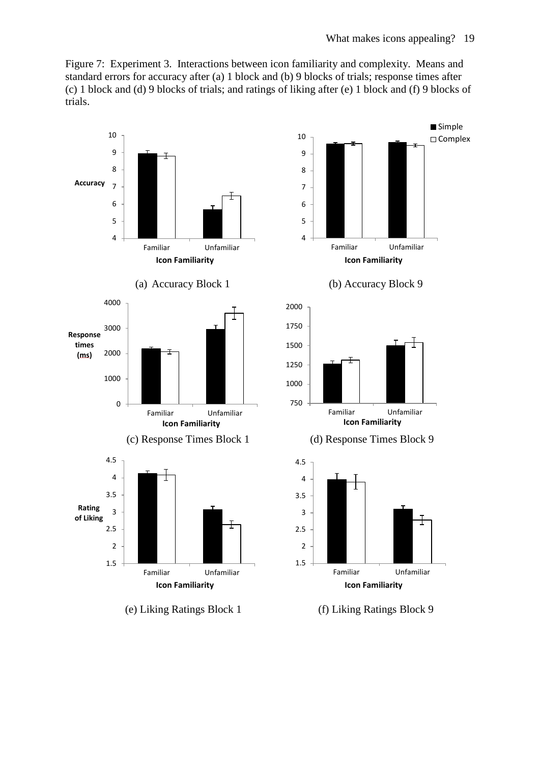Figure 7: Experiment 3. Interactions between icon familiarity and complexity. Means and standard errors for accuracy after (a) 1 block and (b) 9 blocks of trials; response times after (c) 1 block and (d) 9 blocks of trials; and ratings of liking after (e) 1 block and (f) 9 blocks of trials.

(a) Accuracy Block 1

(b) Accuracy Block 9

(c) Response Times Block 1

(d) Response Times Block 9

(e) Liking Ratings Block 1

(f) Liking Ratings Block 9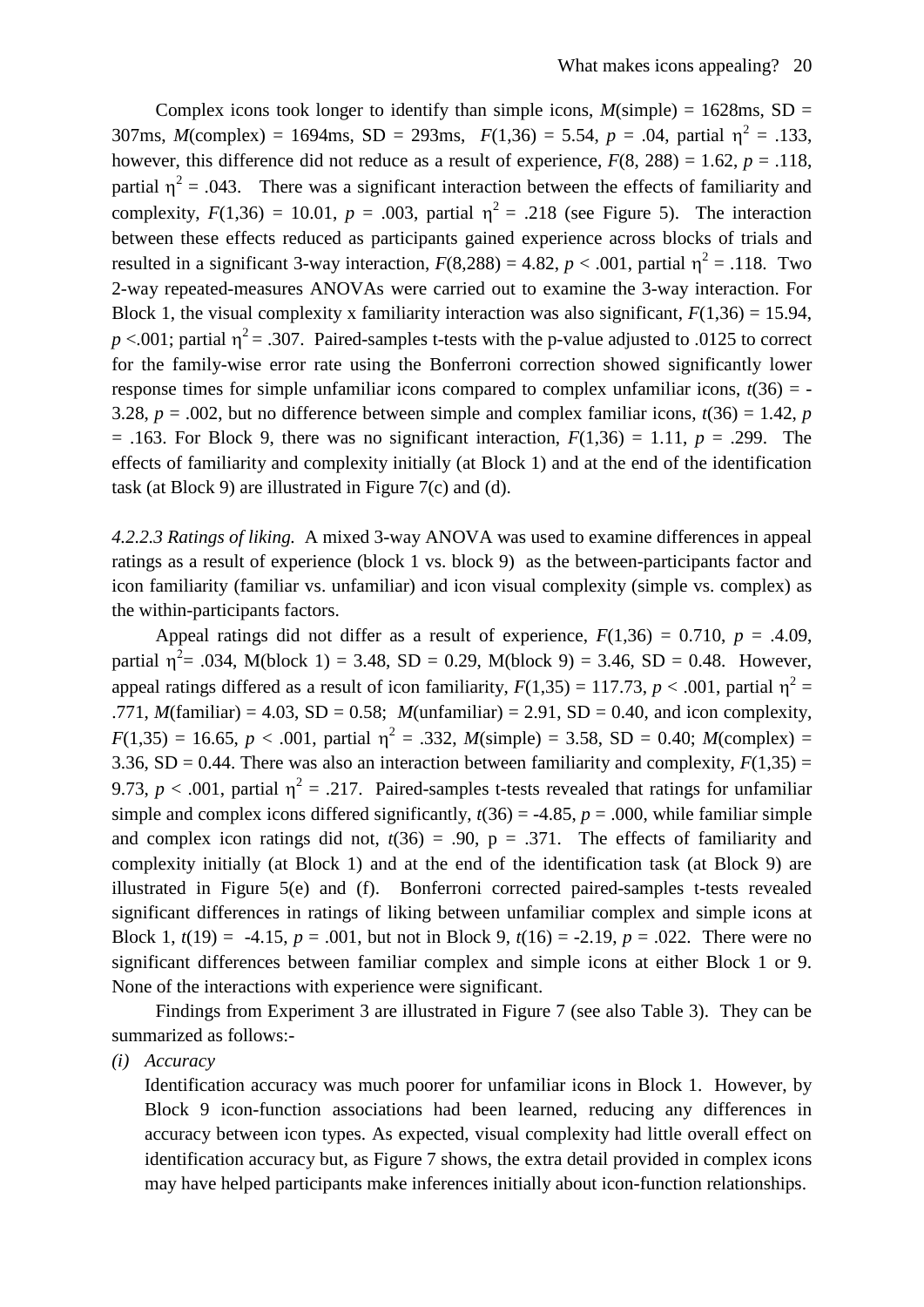Complex icons took longer to identify than simple icons, $M$(simple) = 1628ms, SD = 307ms, $M$(complex) = 1694ms, SD = 293ms, $F(1,36) = 5.54$, $p = .04$, partial $\eta^2 = .133$, however, this difference did not reduce as a result of experience, $F(8, 288) = 1.62$, $p = .118$, partial $\eta^2 = .043$. There was a significant interaction between the effects of familiarity and complexity, $F(1,36) = 10.01$, $p = .003$, partial $\eta^2 = .218$ (see Figure 5). The interaction between these effects reduced as participants gained experience across blocks of trials and resulted in a significant 3-way interaction, $F(8,288) = 4.82$, $p < .001$, partial $\eta^2 = .118$. Two 2-way repeated-measures ANOVAs were carried out to examine the 3-way interaction. For Block 1, the visual complexity x familiarity interaction was also significant, $F(1,36) = 15.94$, $p < .001$; partial $\eta^2 = .307$. Paired-samples t-tests with the p-value adjusted to .0125 to correct for the family-wise error rate using the Bonferroni correction showed significantly lower response times for simple unfamiliar icons compared to complex unfamiliar icons, $t(36) = -3.28$, $p = .002$, but no difference between simple and complex familiar icons, $t(36) = 1.42$, $p = .163$. For Block 9, there was no significant interaction, $F(1,36) = 1.11$, $p = .299$. The effects of familiarity and complexity initially (at Block 1) and at the end of the identification task (at Block 9) are illustrated in Figure 7(c) and (d).

*4.2.2.3 Ratings of liking.* A mixed 3-way ANOVA was used to examine differences in appeal ratings as a result of experience (block 1 vs. block 9) as the between-participants factor and icon familiarity (familiar vs. unfamiliar) and icon visual complexity (simple vs. complex) as the within-participants factors.

Appeal ratings did not differ as a result of experience, $F(1,36) = 0.710$, $p = .4.09$, partial $\eta^2 = .034$, M(block 1) = 3.48, SD = 0.29, M(block 9) = 3.46, SD = 0.48. However, appeal ratings differed as a result of icon familiarity, $F(1,35) = 117.73$, $p < .001$, partial $\eta^2 = .771$, $M$(familiar) = 4.03, SD = 0.58; $M$(unfamiliar) = 2.91, SD = 0.40, and icon complexity, $F(1,35) = 16.65$, $p < .001$, partial $\eta^2 = .332$, $M$(simple) = 3.58, SD = 0.40; $M$(complex) = 3.36, SD = 0.44. There was also an interaction between familiarity and complexity, $F(1,35) = 9.73$, $p < .001$, partial $\eta^2 = .217$. Paired-samples t-tests revealed that ratings for unfamiliar simple and complex icons differed significantly, $t(36) = -4.85$, $p = .000$, while familiar simple and complex icon ratings did not, $t(36) = .90$, p = .371. The effects of familiarity and complexity initially (at Block 1) and at the end of the identification task (at Block 9) are illustrated in Figure 5(e) and (f). Bonferroni corrected paired-samples t-tests revealed significant differences in ratings of liking between unfamiliar complex and simple icons at Block 1, $t(19) = -4.15$, $p = .001$, but not in Block 9, $t(16) = -2.19$, $p = .022$. There were no significant differences between familiar complex and simple icons at either Block 1 or 9. None of the interactions with experience were significant.

Findings from Experiment 3 are illustrated in Figure 7 (see also Table 3). They can be summarized as follows:-

*(i) Accuracy*

Identification accuracy was much poorer for unfamiliar icons in Block 1. However, by Block 9 icon-function associations had been learned, reducing any differences in accuracy between icon types. As expected, visual complexity had little overall effect on identification accuracy but, as Figure 7 shows, the extra detail provided in complex icons may have helped participants make inferences initially about icon-function relationships.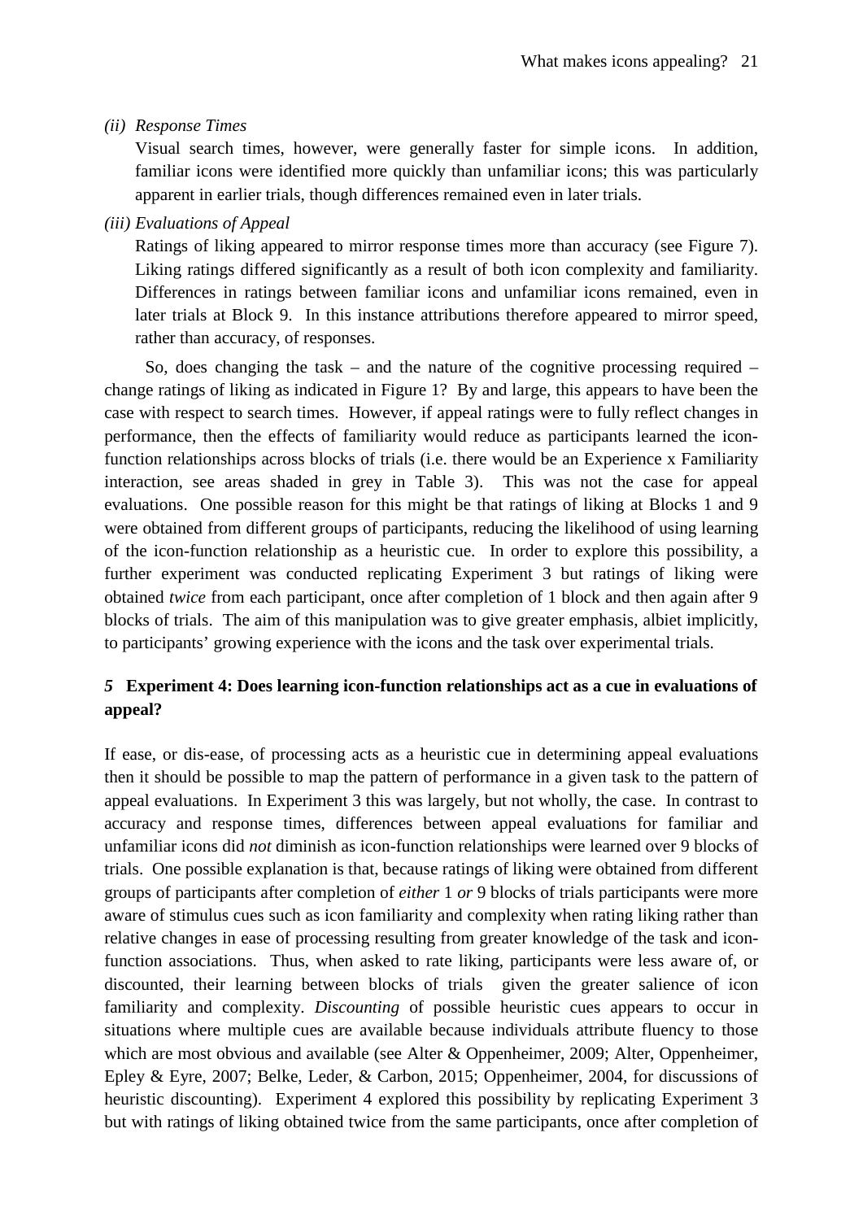*(ii) Response Times*

Visual search times, however, were generally faster for simple icons. In addition, familiar icons were identified more quickly than unfamiliar icons; this was particularly apparent in earlier trials, though differences remained even in later trials.

*(iii) Evaluations of Appeal*

Ratings of liking appeared to mirror response times more than accuracy (see Figure 7). Liking ratings differed significantly as a result of both icon complexity and familiarity. Differences in ratings between familiar icons and unfamiliar icons remained, even in later trials at Block 9. In this instance attributions therefore appeared to mirror speed, rather than accuracy, of responses.

So, does changing the task – and the nature of the cognitive processing required – change ratings of liking as indicated in Figure 1? By and large, this appears to have been the case with respect to search times. However, if appeal ratings were to fully reflect changes in performance, then the effects of familiarity would reduce as participants learned the icon-function relationships across blocks of trials (i.e. there would be an Experience x Familiarity interaction, see areas shaded in grey in Table 3). This was not the case for appeal evaluations. One possible reason for this might be that ratings of liking at Blocks 1 and 9 were obtained from different groups of participants, reducing the likelihood of using learning of the icon-function relationship as a heuristic cue. In order to explore this possibility, a further experiment was conducted replicating Experiment 3 but ratings of liking were obtained *twice* from each participant, once after completion of 1 block and then again after 9 blocks of trials. The aim of this manipulation was to give greater emphasis, albiet implicitly, to participants' growing experience with the icons and the task over experimental trials.

## *5* Experiment 4: Does learning icon-function relationships act as a cue in evaluations of appeal?

If ease, or dis-ease, of processing acts as a heuristic cue in determining appeal evaluations then it should be possible to map the pattern of performance in a given task to the pattern of appeal evaluations. In Experiment 3 this was largely, but not wholly, the case. In contrast to accuracy and response times, differences between appeal evaluations for familiar and unfamiliar icons did *not* diminish as icon-function relationships were learned over 9 blocks of trials. One possible explanation is that, because ratings of liking were obtained from different groups of participants after completion of *either* 1 *or* 9 blocks of trials participants were more aware of stimulus cues such as icon familiarity and complexity when rating liking rather than relative changes in ease of processing resulting from greater knowledge of the task and icon-function associations. Thus, when asked to rate liking, participants were less aware of, or discounted, their learning between blocks of trials given the greater salience of icon familiarity and complexity. *Discounting* of possible heuristic cues appears to occur in situations where multiple cues are available because individuals attribute fluency to those which are most obvious and available (see Alter & Oppenheimer, 2009; Alter, Oppenheimer, Epley & Eyre, 2007; Belke, Leder, & Carbon, 2015; Oppenheimer, 2004, for discussions of heuristic discounting). Experiment 4 explored this possibility by replicating Experiment 3 but with ratings of liking obtained twice from the same participants, once after completion of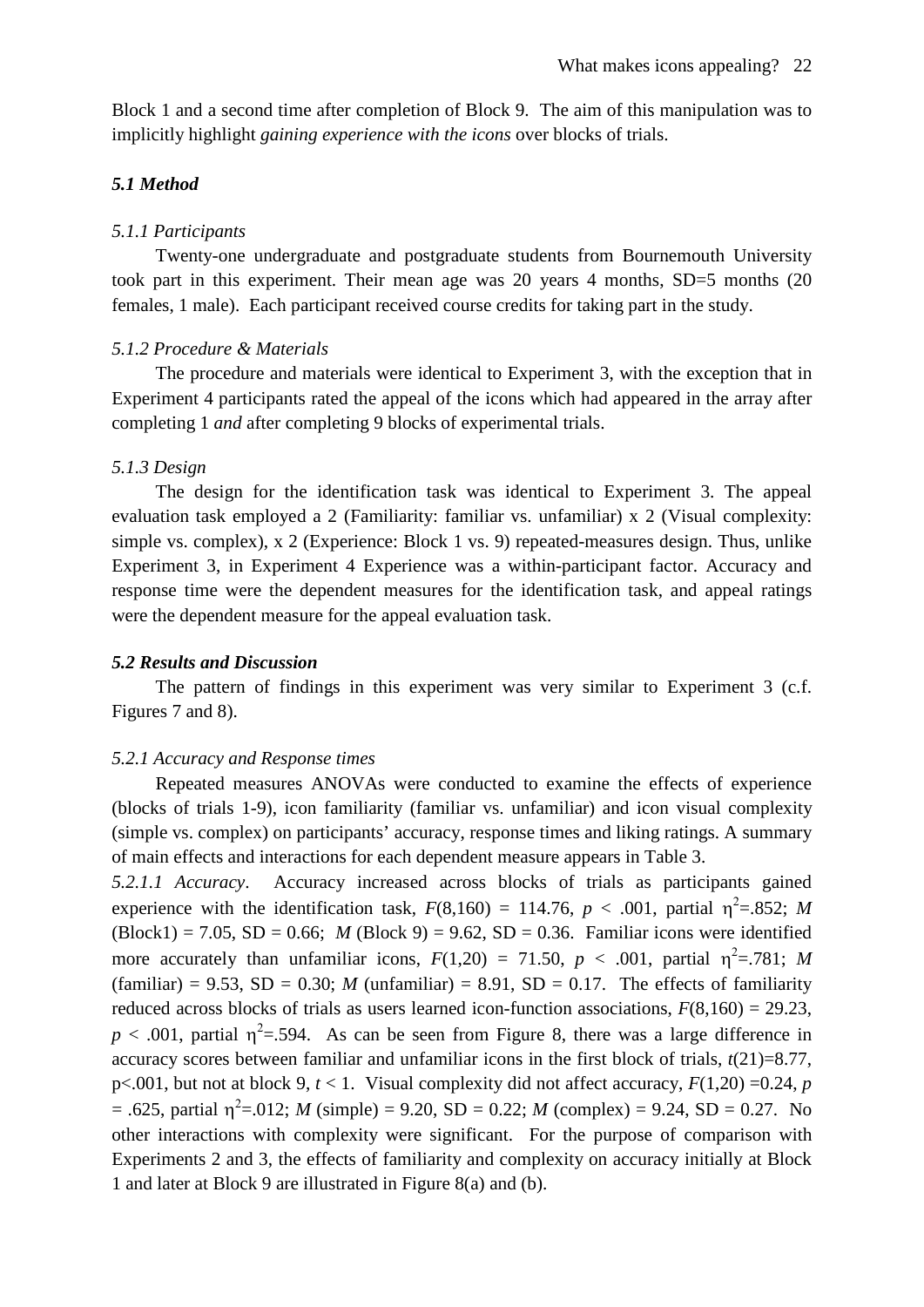Block 1 and a second time after completion of Block 9. The aim of this manipulation was to implicitly highlight *gaining experience with the icons* over blocks of trials.

### *5.1 Method*

#### *5.1.1 Participants*

Twenty-one undergraduate and postgraduate students from Bournemouth University took part in this experiment. Their mean age was 20 years 4 months, SD=5 months (20 females, 1 male). Each participant received course credits for taking part in the study.

#### *5.1.2 Procedure & Materials*

The procedure and materials were identical to Experiment 3, with the exception that in Experiment 4 participants rated the appeal of the icons which had appeared in the array after completing 1 *and* after completing 9 blocks of experimental trials.

#### *5.1.3 Design*

The design for the identification task was identical to Experiment 3. The appeal evaluation task employed a 2 (Familiarity: familiar vs. unfamiliar) x 2 (Visual complexity: simple vs. complex), x 2 (Experience: Block 1 vs. 9) repeated-measures design. Thus, unlike Experiment 3, in Experiment 4 Experience was a within-participant factor. Accuracy and response time were the dependent measures for the identification task, and appeal ratings were the dependent measure for the appeal evaluation task.

### *5.2 Results and Discussion*

The pattern of findings in this experiment was very similar to Experiment 3 (c.f. Figures 7 and 8).

#### *5.2.1 Accuracy and Response times*

Repeated measures ANOVAs were conducted to examine the effects of experience (blocks of trials 1-9), icon familiarity (familiar vs. unfamiliar) and icon visual complexity (simple vs. complex) on participants' accuracy, response times and liking ratings. A summary of main effects and interactions for each dependent measure appears in Table 3.

*5.2.1.1 Accuracy*. Accuracy increased across blocks of trials as participants gained experience with the identification task, $F(8,160) = 114.76$, $p < .001$, partial $\eta^2=.852$; $M$ (Block1) = 7.05, SD = 0.66; $M$ (Block 9) = 9.62, SD = 0.36. Familiar icons were identified more accurately than unfamiliar icons, $F(1,20) = 71.50$, $p < .001$, partial $\eta^2=.781$; $M$ (familiar) = 9.53, SD = 0.30; $M$ (unfamiliar) = 8.91, SD = 0.17. The effects of familiarity reduced across blocks of trials as users learned icon-function associations, $F(8,160) = 29.23$, $p < .001$, partial $\eta^2=.594$. As can be seen from Figure 8, there was a large difference in accuracy scores between familiar and unfamiliar icons in the first block of trials, $t(21)=8.77$, $p<.001$, but not at block 9, $t < 1$. Visual complexity did not affect accuracy, $F(1,20) =0.24$, $p = .625$, partial $\eta^2=.012$; $M$ (simple) = 9.20, SD = 0.22; $M$ (complex) = 9.24, SD = 0.27. No other interactions with complexity were significant. For the purpose of comparison with Experiments 2 and 3, the effects of familiarity and complexity on accuracy initially at Block 1 and later at Block 9 are illustrated in Figure 8(a) and (b).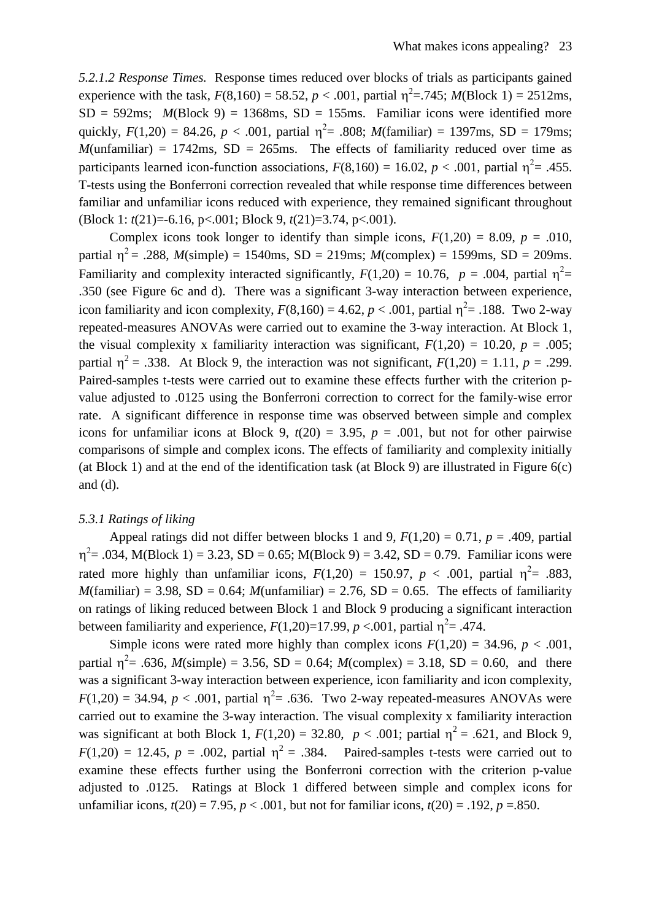*5.2.1.2 Response Times.* Response times reduced over blocks of trials as participants gained experience with the task, $F(8,160) = 58.52$, $p < .001$, partial $\eta^2=.745$; $M$(Block 1) = 2512ms, SD = 592ms; $M$(Block 9) = 1368ms, SD = 155ms. Familiar icons were identified more quickly, $F(1,20) = 84.26$, $p < .001$, partial $\eta^2= .808$; $M$(familiar) = 1397ms, SD = 179ms; $M$(unfamiliar) = 1742ms, SD = 265ms. The effects of familiarity reduced over time as participants learned icon-function associations, $F(8,160) = 16.02$, $p < .001$, partial $\eta^2= .455$. T-tests using the Bonferroni correction revealed that while response time differences between familiar and unfamiliar icons reduced with experience, they remained significant throughout (Block 1: $t(21)=-6.16$, $p<.001$; Block 9, $t(21)=3.74$, $p<.001$).

Complex icons took longer to identify than simple icons, $F(1,20) = 8.09$, $p = .010$, partial $\eta^2 = .288$, $M$(simple) = 1540ms, SD = 219ms; $M$(complex) = 1599ms, SD = 209ms. Familiarity and complexity interacted significantly, $F(1,20) = 10.76$, $p = .004$, partial $\eta^2= .350$ (see Figure 6c and d). There was a significant 3-way interaction between experience, icon familiarity and icon complexity, $F(8,160) = 4.62$, $p < .001$, partial $\eta^2= .188$. Two 2-way repeated-measures ANOVAs were carried out to examine the 3-way interaction. At Block 1, the visual complexity x familiarity interaction was significant, $F(1,20) = 10.20$, $p = .005$; partial $\eta^2 = .338$. At Block 9, the interaction was not significant, $F(1,20) = 1.11$, $p = .299$. Paired-samples t-tests were carried out to examine these effects further with the criterion p-value adjusted to .0125 using the Bonferroni correction to correct for the family-wise error rate. A significant difference in response time was observed between simple and complex icons for unfamiliar icons at Block 9, $t(20) = 3.95$, $p = .001$, but not for other pairwise comparisons of simple and complex icons. The effects of familiarity and complexity initially (at Block 1) and at the end of the identification task (at Block 9) are illustrated in Figure 6(c) and (d).

*5.3.1 Ratings of liking*

Appeal ratings did not differ between blocks 1 and 9, $F(1,20) = 0.71$, $p = .409$, partial $\eta^2= .034$, M(Block 1) = 3.23, SD = 0.65; M(Block 9) = 3.42, SD = 0.79. Familiar icons were rated more highly than unfamiliar icons, $F(1,20) = 150.97$, $p < .001$, partial $\eta^2= .883$, $M$(familiar) = 3.98, SD = 0.64; $M$(unfamiliar) = 2.76, SD = 0.65. The effects of familiarity on ratings of liking reduced between Block 1 and Block 9 producing a significant interaction between familiarity and experience, $F(1,20)=17.99$, $p <.001$, partial $\eta^2= .474$.

Simple icons were rated more highly than complex icons $F(1,20) = 34.96$, $p < .001$, partial $\eta^2= .636$, $M$(simple) = 3.56, SD = 0.64; $M$(complex) = 3.18, SD = 0.60, and there was a significant 3-way interaction between experience, icon familiarity and icon complexity, $F(1,20) = 34.94$, $p < .001$, partial $\eta^2= .636$. Two 2-way repeated-measures ANOVAs were carried out to examine the 3-way interaction. The visual complexity x familiarity interaction was significant at both Block 1, $F(1,20) = 32.80$, $p < .001$; partial $\eta^2 = .621$, and Block 9, $F(1,20) = 12.45$, $p = .002$, partial $\eta^2 = .384$. Paired-samples t-tests were carried out to examine these effects further using the Bonferroni correction with the criterion p-value adjusted to .0125. Ratings at Block 1 differed between simple and complex icons for unfamiliar icons, $t(20) = 7.95$, $p < .001$, but not for familiar icons, $t(20) = .192$, $p =.850$.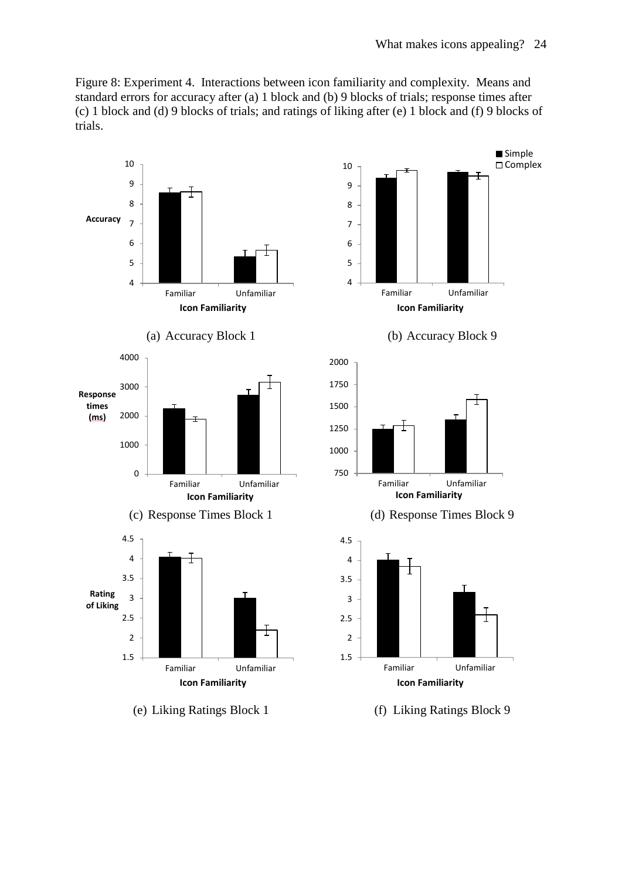Figure 8: Experiment 4. Interactions between icon familiarity and complexity. Means and standard errors for accuracy after (a) 1 block and (b) 9 blocks of trials; response times after (c) 1 block and (d) 9 blocks of trials; and ratings of liking after (e) 1 block and (f) 9 blocks of trials.

(a) Accuracy Block 1

(b) Accuracy Block 9

(c) Response Times Block 1

(d) Response Times Block 9

(e) Liking Ratings Block 1

(f) Liking Ratings Block 9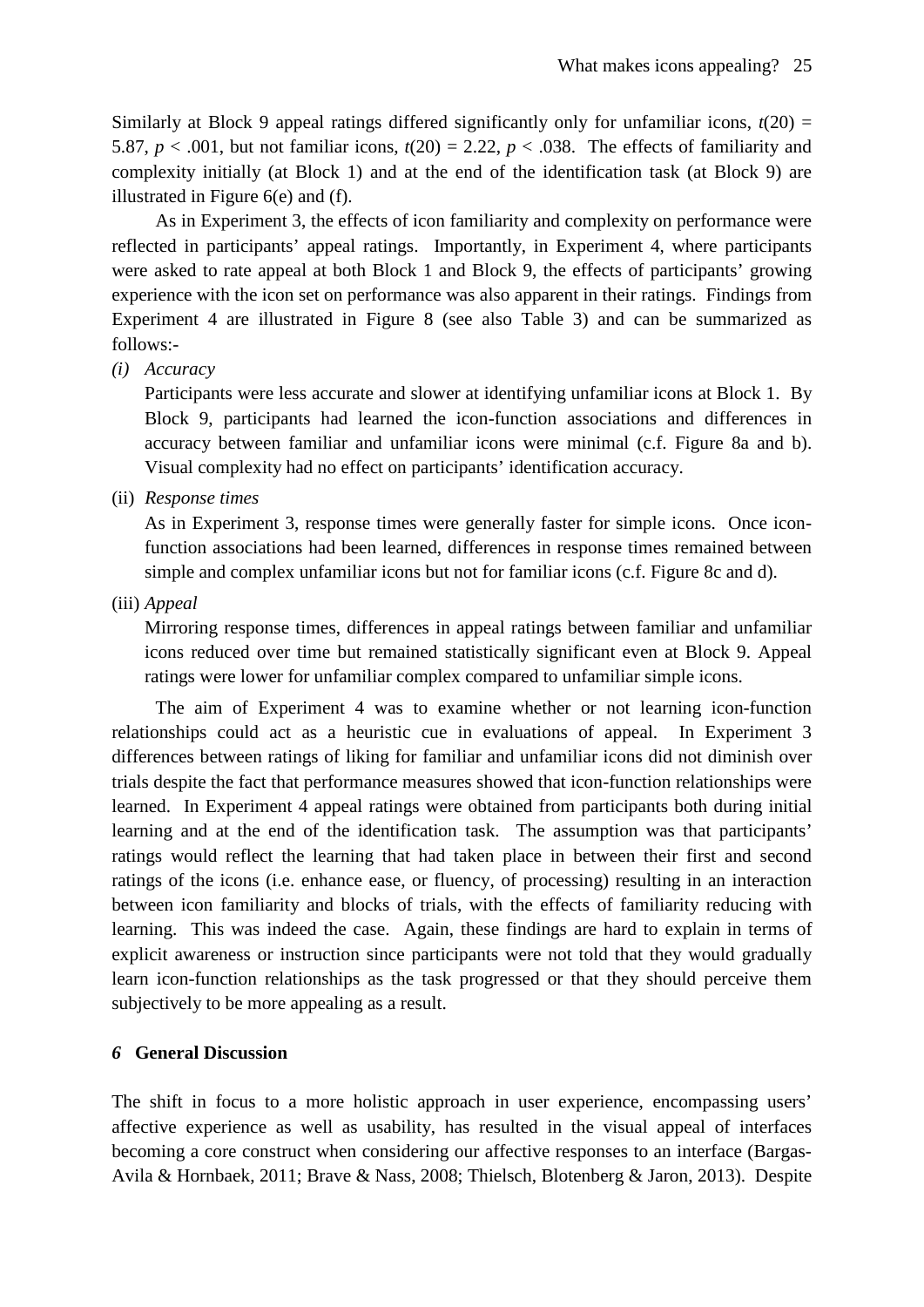Similarly at Block 9 appeal ratings differed significantly only for unfamiliar icons, $t(20) = 5.87$, $p < .001$, but not familiar icons, $t(20) = 2.22$, $p < .038$. The effects of familiarity and complexity initially (at Block 1) and at the end of the identification task (at Block 9) are illustrated in Figure 6(e) and (f).

As in Experiment 3, the effects of icon familiarity and complexity on performance were reflected in participants' appeal ratings. Importantly, in Experiment 4, where participants were asked to rate appeal at both Block 1 and Block 9, the effects of participants' growing experience with the icon set on performance was also apparent in their ratings. Findings from Experiment 4 are illustrated in Figure 8 (see also Table 3) and can be summarized as follows:-

*(i) Accuracy*

Participants were less accurate and slower at identifying unfamiliar icons at Block 1. By Block 9, participants had learned the icon-function associations and differences in accuracy between familiar and unfamiliar icons were minimal (c.f. Figure 8a and b). Visual complexity had no effect on participants' identification accuracy.

(ii) *Response times*

As in Experiment 3, response times were generally faster for simple icons. Once icon-function associations had been learned, differences in response times remained between simple and complex unfamiliar icons but not for familiar icons (c.f. Figure 8c and d).

(iii) *Appeal*

Mirroring response times, differences in appeal ratings between familiar and unfamiliar icons reduced over time but remained statistically significant even at Block 9. Appeal ratings were lower for unfamiliar complex compared to unfamiliar simple icons.

The aim of Experiment 4 was to examine whether or not learning icon-function relationships could act as a heuristic cue in evaluations of appeal. In Experiment 3 differences between ratings of liking for familiar and unfamiliar icons did not diminish over trials despite the fact that performance measures showed that icon-function relationships were learned. In Experiment 4 appeal ratings were obtained from participants both during initial learning and at the end of the identification task. The assumption was that participants' ratings would reflect the learning that had taken place in between their first and second ratings of the icons (i.e. enhance ease, or fluency, of processing) resulting in an interaction between icon familiarity and blocks of trials, with the effects of familiarity reducing with learning. This was indeed the case. Again, these findings are hard to explain in terms of explicit awareness or instruction since participants were not told that they would gradually learn icon-function relationships as the task progressed or that they should perceive them subjectively to be more appealing as a result.

## *6* General Discussion

The shift in focus to a more holistic approach in user experience, encompassing users' affective experience as well as usability, has resulted in the visual appeal of interfaces becoming a core construct when considering our affective responses to an interface (Bargas-Avila & Hornbaek, 2011; Brave & Nass, 2008; Thielsch, Blotenberg & Jaron, 2013). Despite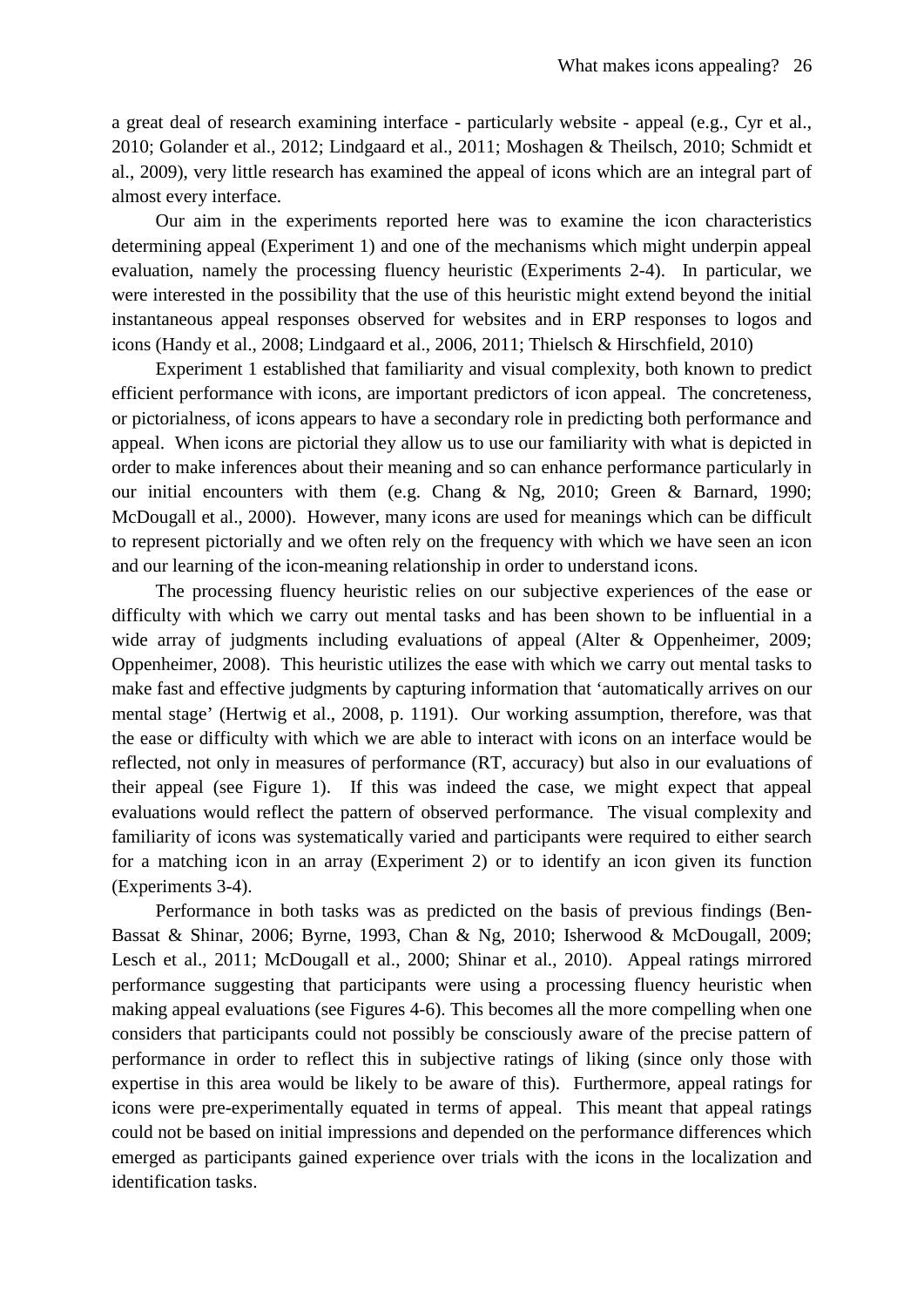a great deal of research examining interface - particularly website - appeal (e.g., Cyr et al., 2010; Golander et al., 2012; Lindgaard et al., 2011; Moshagen & Theilsch, 2010; Schmidt et al., 2009), very little research has examined the appeal of icons which are an integral part of almost every interface.

Our aim in the experiments reported here was to examine the icon characteristics determining appeal (Experiment 1) and one of the mechanisms which might underpin appeal evaluation, namely the processing fluency heuristic (Experiments 2-4). In particular, we were interested in the possibility that the use of this heuristic might extend beyond the initial instantaneous appeal responses observed for websites and in ERP responses to logos and icons (Handy et al., 2008; Lindgaard et al., 2006, 2011; Thielsch & Hirschfield, 2010)

Experiment 1 established that familiarity and visual complexity, both known to predict efficient performance with icons, are important predictors of icon appeal. The concreteness, or pictorialness, of icons appears to have a secondary role in predicting both performance and appeal. When icons are pictorial they allow us to use our familiarity with what is depicted in order to make inferences about their meaning and so can enhance performance particularly in our initial encounters with them (e.g. Chang & Ng, 2010; Green & Barnard, 1990; McDougall et al., 2000). However, many icons are used for meanings which can be difficult to represent pictorially and we often rely on the frequency with which we have seen an icon and our learning of the icon-meaning relationship in order to understand icons.

The processing fluency heuristic relies on our subjective experiences of the ease or difficulty with which we carry out mental tasks and has been shown to be influential in a wide array of judgments including evaluations of appeal (Alter & Oppenheimer, 2009; Oppenheimer, 2008). This heuristic utilizes the ease with which we carry out mental tasks to make fast and effective judgments by capturing information that 'automatically arrives on our mental stage' (Hertwig et al., 2008, p. 1191). Our working assumption, therefore, was that the ease or difficulty with which we are able to interact with icons on an interface would be reflected, not only in measures of performance (RT, accuracy) but also in our evaluations of their appeal (see Figure 1). If this was indeed the case, we might expect that appeal evaluations would reflect the pattern of observed performance. The visual complexity and familiarity of icons was systematically varied and participants were required to either search for a matching icon in an array (Experiment 2) or to identify an icon given its function (Experiments 3-4).

Performance in both tasks was as predicted on the basis of previous findings (Ben-Bassat & Shinar, 2006; Byrne, 1993, Chan & Ng, 2010; Isherwood & McDougall, 2009; Lesch et al., 2011; McDougall et al., 2000; Shinar et al., 2010). Appeal ratings mirrored performance suggesting that participants were using a processing fluency heuristic when making appeal evaluations (see Figures 4-6). This becomes all the more compelling when one considers that participants could not possibly be consciously aware of the precise pattern of performance in order to reflect this in subjective ratings of liking (since only those with expertise in this area would be likely to be aware of this). Furthermore, appeal ratings for icons were pre-experimentally equated in terms of appeal. This meant that appeal ratings could not be based on initial impressions and depended on the performance differences which emerged as participants gained experience over trials with the icons in the localization and identification tasks.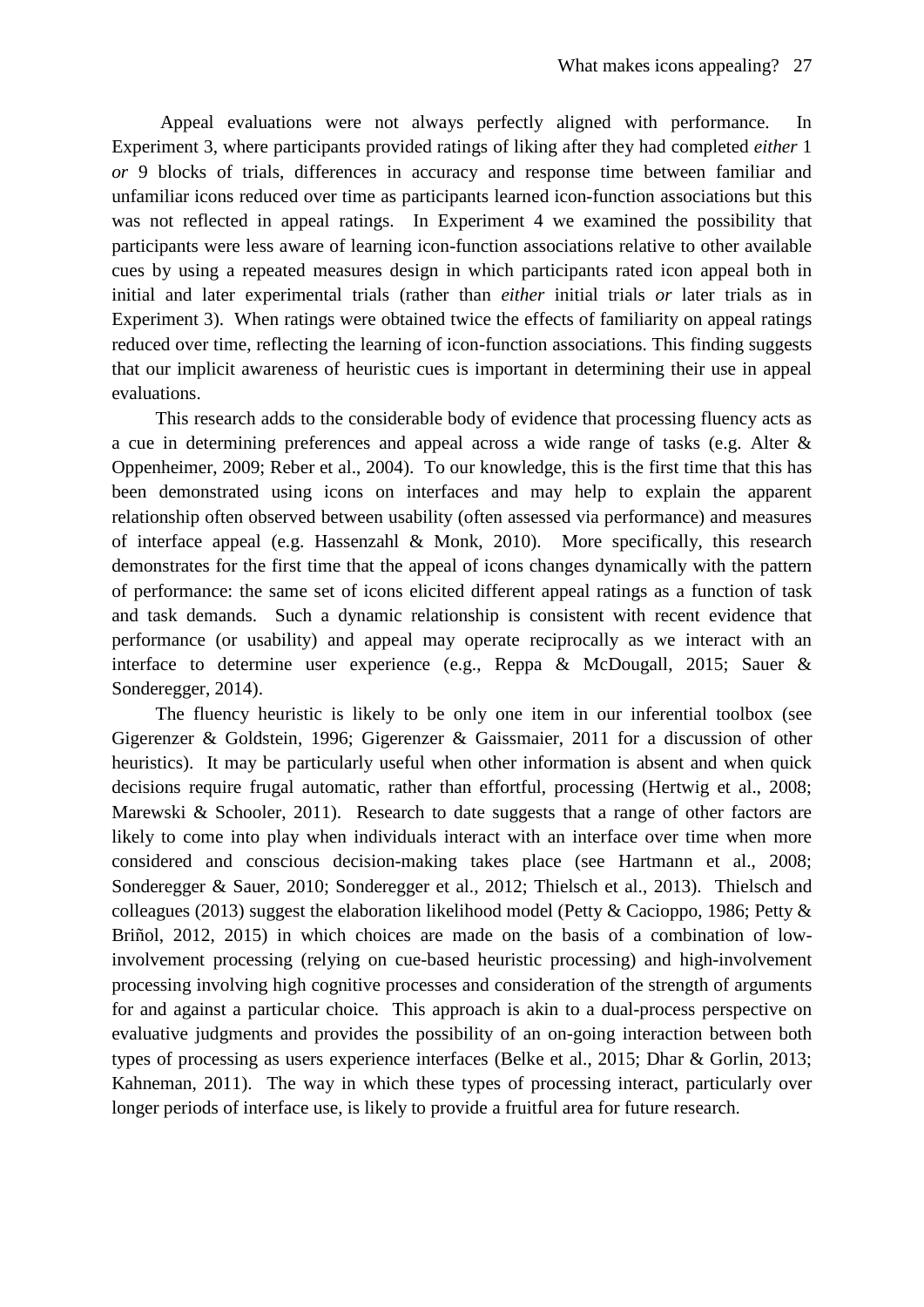Appeal evaluations were not always perfectly aligned with performance. In Experiment 3, where participants provided ratings of liking after they had completed *either* 1 *or* 9 blocks of trials, differences in accuracy and response time between familiar and unfamiliar icons reduced over time as participants learned icon-function associations but this was not reflected in appeal ratings. In Experiment 4 we examined the possibility that participants were less aware of learning icon-function associations relative to other available cues by using a repeated measures design in which participants rated icon appeal both in initial and later experimental trials (rather than *either* initial trials *or* later trials as in Experiment 3). When ratings were obtained twice the effects of familiarity on appeal ratings reduced over time, reflecting the learning of icon-function associations. This finding suggests that our implicit awareness of heuristic cues is important in determining their use in appeal evaluations.

This research adds to the considerable body of evidence that processing fluency acts as a cue in determining preferences and appeal across a wide range of tasks (e.g. Alter & Oppenheimer, 2009; Reber et al., 2004). To our knowledge, this is the first time that this has been demonstrated using icons on interfaces and may help to explain the apparent relationship often observed between usability (often assessed via performance) and measures of interface appeal (e.g. Hassenzahl & Monk, 2010). More specifically, this research demonstrates for the first time that the appeal of icons changes dynamically with the pattern of performance: the same set of icons elicited different appeal ratings as a function of task and task demands. Such a dynamic relationship is consistent with recent evidence that performance (or usability) and appeal may operate reciprocally as we interact with an interface to determine user experience (e.g., Reppa & McDougall, 2015; Sauer & Sonderegger, 2014).

The fluency heuristic is likely to be only one item in our inferential toolbox (see Gigerenzer & Goldstein, 1996; Gigerenzer & Gaissmaier, 2011 for a discussion of other heuristics). It may be particularly useful when other information is absent and when quick decisions require frugal automatic, rather than effortful, processing (Hertwig et al., 2008; Marewski & Schooler, 2011). Research to date suggests that a range of other factors are likely to come into play when individuals interact with an interface over time when more considered and conscious decision-making takes place (see Hartmann et al., 2008; Sonderegger & Sauer, 2010; Sonderegger et al., 2012; Thielsch et al., 2013). Thielsch and colleagues (2013) suggest the elaboration likelihood model (Petty & Cacioppo, 1986; Petty & Briñol, 2012, 2015) in which choices are made on the basis of a combination of low-involvement processing (relying on cue-based heuristic processing) and high-involvement processing involving high cognitive processes and consideration of the strength of arguments for and against a particular choice. This approach is akin to a dual-process perspective on evaluative judgments and provides the possibility of an on-going interaction between both types of processing as users experience interfaces (Belke et al., 2015; Dhar & Gorlin, 2013; Kahneman, 2011). The way in which these types of processing interact, particularly over longer periods of interface use, is likely to provide a fruitful area for future research.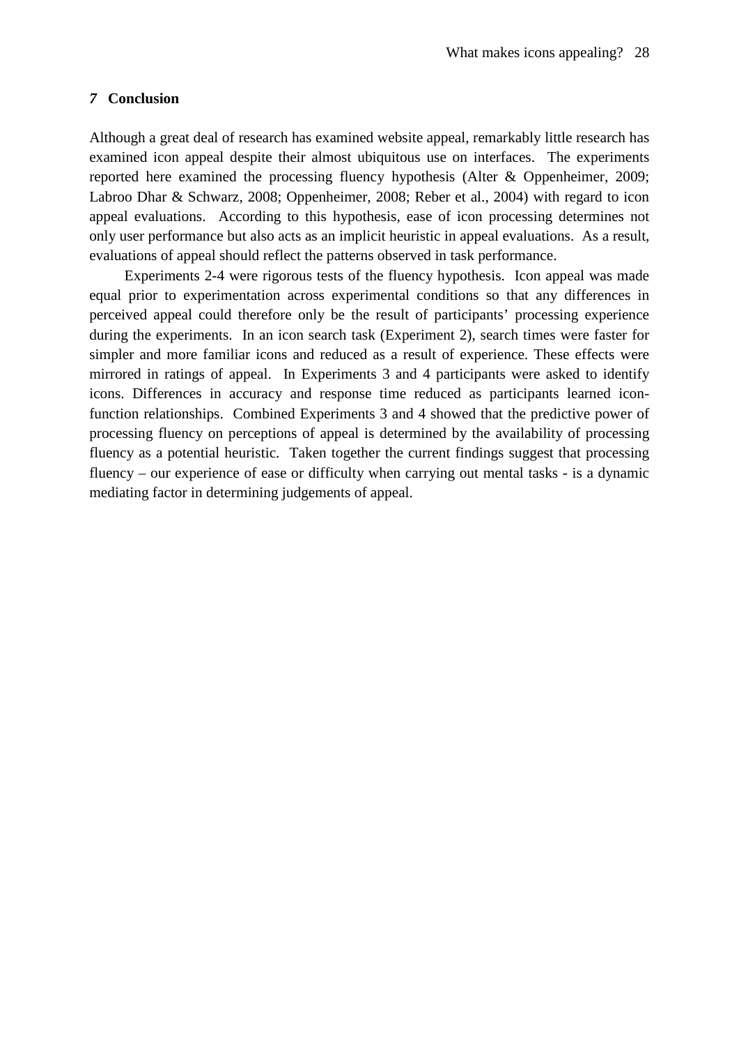## 7 Conclusion

Although a great deal of research has examined website appeal, remarkably little research has examined icon appeal despite their almost ubiquitous use on interfaces. The experiments reported here examined the processing fluency hypothesis (Alter & Oppenheimer, 2009; Labroo Dhar & Schwarz, 2008; Oppenheimer, 2008; Reber et al., 2004) with regard to icon appeal evaluations. According to this hypothesis, ease of icon processing determines not only user performance but also acts as an implicit heuristic in appeal evaluations. As a result, evaluations of appeal should reflect the patterns observed in task performance.

Experiments 2-4 were rigorous tests of the fluency hypothesis. Icon appeal was made equal prior to experimentation across experimental conditions so that any differences in perceived appeal could therefore only be the result of participants' processing experience during the experiments. In an icon search task (Experiment 2), search times were faster for simpler and more familiar icons and reduced as a result of experience. These effects were mirrored in ratings of appeal. In Experiments 3 and 4 participants were asked to identify icons. Differences in accuracy and response time reduced as participants learned icon-function relationships. Combined Experiments 3 and 4 showed that the predictive power of processing fluency on perceptions of appeal is determined by the availability of processing fluency as a potential heuristic. Taken together the current findings suggest that processing fluency – our experience of ease or difficulty when carrying out mental tasks - is a dynamic mediating factor in determining judgements of appeal.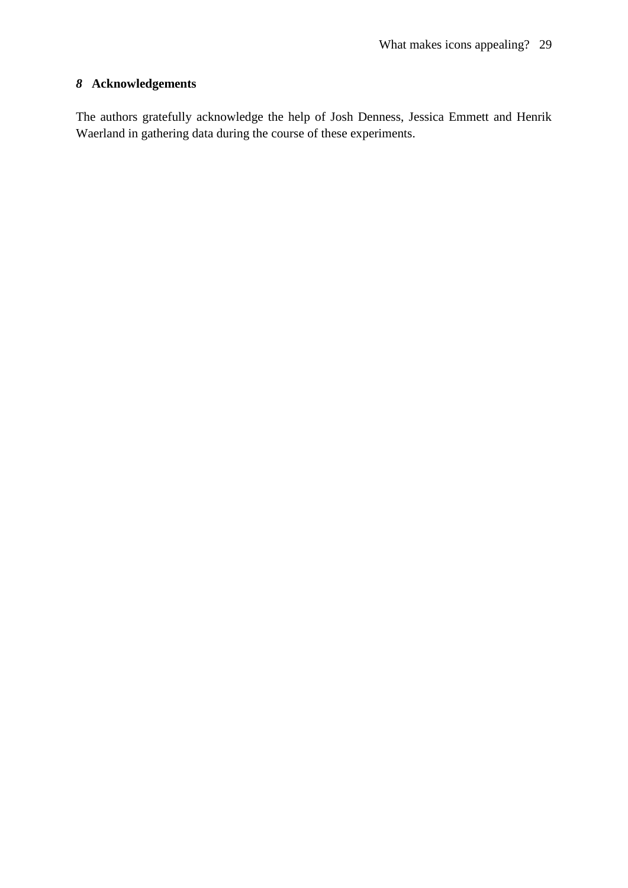## *8* Acknowledgements

The authors gratefully acknowledge the help of Josh Denness, Jessica Emmett and Henrik Waerland in gathering data during the course of these experiments.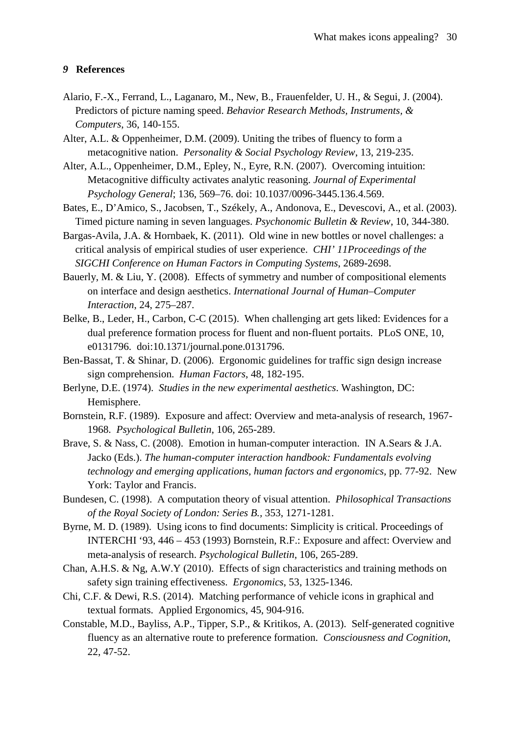## *9* References

Alario, F.-X., Ferrand, L., Laganaro, M., New, B., Frauenfelder, U. H., & Segui, J. (2004). Predictors of picture naming speed. *Behavior Research Methods, Instruments, & Computers*, 36, 140-155.

Alter, A.L. & Oppenheimer, D.M. (2009). Uniting the tribes of fluency to form a metacognitive nation. *Personality & Social Psychology Review*, 13, 219-235.

Alter, A.L., Oppenheimer, D.M., Epley, N., Eyre, R.N. (2007). Overcoming intuition: Metacognitive difficulty activates analytic reasoning. *Journal of Experimental Psychology General*; 136, 569–76. doi: 10.1037/0096-3445.136.4.569.

Bates, E., D'Amico, S., Jacobsen, T., Székely, A., Andonova, E., Devescovi, A., et al. (2003). Timed picture naming in seven languages. *Psychonomic Bulletin & Review*, 10, 344-380.

Bargas-Avila, J.A. & Hornbaek, K. (2011). Old wine in new bottles or novel challenges: a critical analysis of empirical studies of user experience. *CHI' 11Proceedings of the SIGCHI Conference on Human Factors in Computing Systems*, 2689-2698.

Bauerly, M. & Liu, Y. (2008). Effects of symmetry and number of compositional elements on interface and design aesthetics. *International Journal of Human–Computer Interaction*, 24, 275–287.

Belke, B., Leder, H., Carbon, C-C (2015). When challenging art gets liked: Evidences for a dual preference formation process for fluent and non-fluent portaits. PLoS ONE, 10, e0131796. doi:10.1371/journal.pone.0131796.

Ben-Bassat, T. & Shinar, D. (2006). Ergonomic guidelines for traffic sign design increase sign comprehension. *Human Factors*, 48, 182-195.

Berlyne, D.E. (1974). *Studies in the new experimental aesthetics*. Washington, DC: Hemisphere.

Bornstein, R.F. (1989). Exposure and affect: Overview and meta-analysis of research, 1967-1968. *Psychological Bulletin*, 106, 265-289.

Brave, S. & Nass, C. (2008). Emotion in human-computer interaction. IN A.Sears & J.A. Jacko (Eds.). *The human-computer interaction handbook: Fundamentals evolving technology and emerging applications, human factors and ergonomics*, pp. 77-92. New York: Taylor and Francis.

Bundesen, C. (1998). A computation theory of visual attention. *Philosophical Transactions of the Royal Society of London: Series B.*, 353, 1271-1281.

Byrne, M. D. (1989). Using icons to find documents: Simplicity is critical. Proceedings of INTERCHI '93, 446 – 453 (1993) Bornstein, R.F.: Exposure and affect: Overview and meta-analysis of research. *Psychological Bulletin*, 106, 265-289.

Chan, A.H.S. & Ng, A.W.Y (2010). Effects of sign characteristics and training methods on safety sign training effectiveness. *Ergonomics*, 53, 1325-1346.

Chi, C.F. & Dewi, R.S. (2014). Matching performance of vehicle icons in graphical and textual formats. Applied Ergonomics, 45, 904-916.

Constable, M.D., Bayliss, A.P., Tipper, S.P., & Kritikos, A. (2013). Self-generated cognitive fluency as an alternative route to preference formation. *Consciousness and Cognition*, 22, 47-52.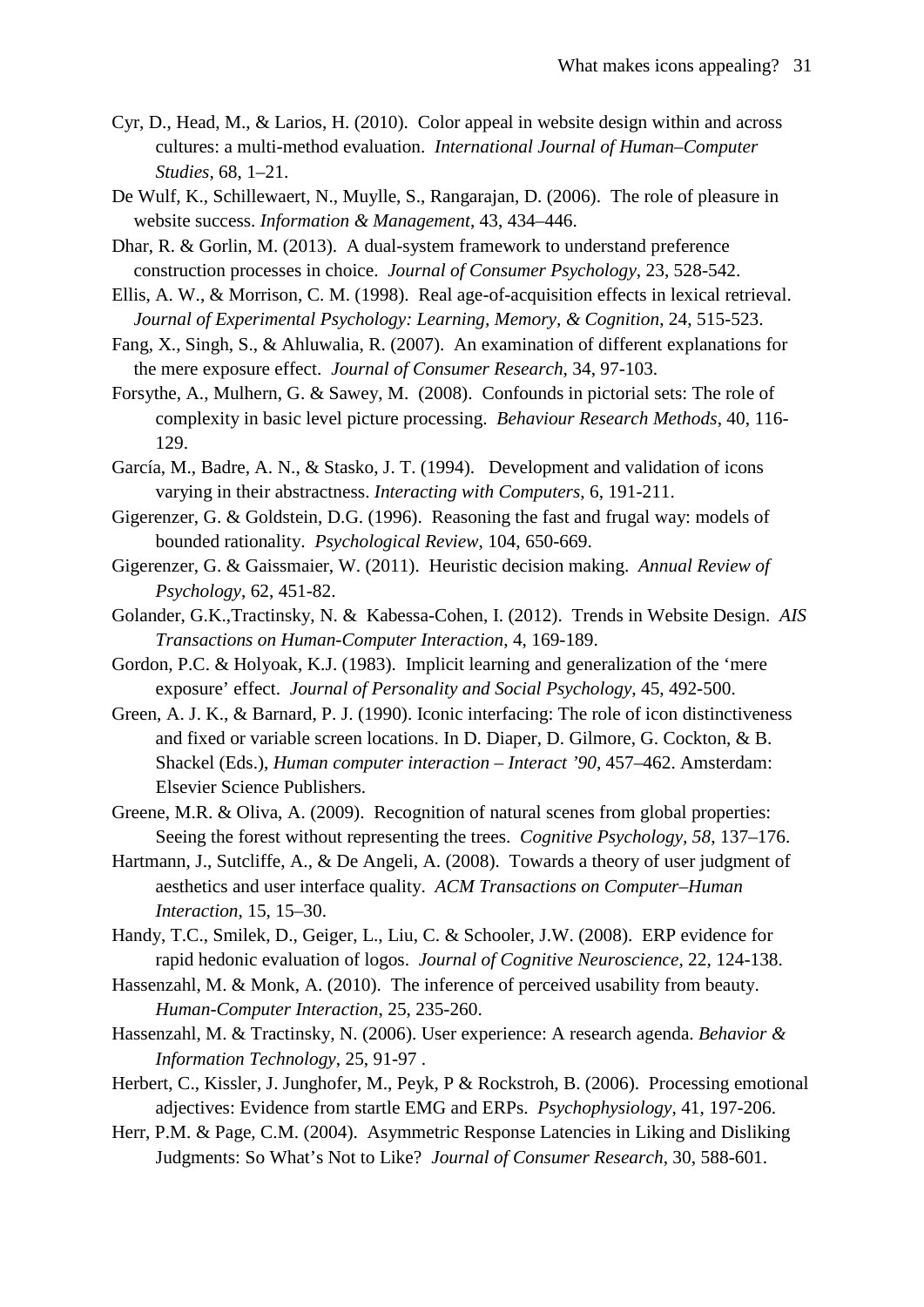Cyr, D., Head, M., & Larios, H. (2010). Color appeal in website design within and across cultures: a multi-method evaluation. *International Journal of Human–Computer Studies*, 68, 1–21.

De Wulf, K., Schillewaert, N., Muylle, S., Rangarajan, D. (2006). The role of pleasure in website success. *Information & Management*, 43, 434–446.

Dhar, R. & Gorlin, M. (2013). A dual-system framework to understand preference construction processes in choice. *Journal of Consumer Psychology*, 23, 528-542.

Ellis, A. W., & Morrison, C. M. (1998). Real age-of-acquisition effects in lexical retrieval. *Journal of Experimental Psychology: Learning, Memory, & Cognition*, 24, 515-523.

Fang, X., Singh, S., & Ahluwalia, R. (2007). An examination of different explanations for the mere exposure effect. *Journal of Consumer Research*, 34, 97-103.

Forsythe, A., Mulhern, G. & Sawey, M. (2008). Confounds in pictorial sets: The role of complexity in basic level picture processing. *Behaviour Research Methods*, 40, 116-129.

García, M., Badre, A. N., & Stasko, J. T. (1994). Development and validation of icons varying in their abstractness. *Interacting with Computers*, 6, 191-211.

Gigerenzer, G. & Goldstein, D.G. (1996). Reasoning the fast and frugal way: models of bounded rationality. *Psychological Review*, 104, 650-669.

Gigerenzer, G. & Gaissmaier, W. (2011). Heuristic decision making. *Annual Review of Psychology*, 62, 451-82.

Golander, G.K.,Tractinsky, N. & Kabessa-Cohen, I. (2012). Trends in Website Design. *AIS Transactions on Human-Computer Interaction*, 4, 169-189.

Gordon, P.C. & Holyoak, K.J. (1983). Implicit learning and generalization of the 'mere exposure' effect. *Journal of Personality and Social Psychology*, 45, 492-500.

Green, A. J. K., & Barnard, P. J. (1990). Iconic interfacing: The role of icon distinctiveness and fixed or variable screen locations. In D. Diaper, D. Gilmore, G. Cockton, & B. Shackel (Eds.), *Human computer interaction – Interact '90*, 457–462. Amsterdam: Elsevier Science Publishers.

Greene, M.R. & Oliva, A. (2009). Recognition of natural scenes from global properties: Seeing the forest without representing the trees. *Cognitive Psychology, 58*, 137–176.

Hartmann, J., Sutcliffe, A., & De Angeli, A. (2008). Towards a theory of user judgment of aesthetics and user interface quality. *ACM Transactions on Computer–Human Interaction*, 15, 15–30.

Handy, T.C., Smilek, D., Geiger, L., Liu, C. & Schooler, J.W. (2008). ERP evidence for rapid hedonic evaluation of logos. *Journal of Cognitive Neuroscience*, 22, 124-138.

Hassenzahl, M. & Monk, A. (2010). The inference of perceived usability from beauty. *Human-Computer Interaction*, 25, 235-260.

Hassenzahl, M. & Tractinsky, N. (2006). User experience: A research agenda. *Behavior & Information Technology*, 25, 91-97 .

Herbert, C., Kissler, J. Junghofer, M., Peyk, P & Rockstroh, B. (2006). Processing emotional adjectives: Evidence from startle EMG and ERPs. *Psychophysiology*, 41, 197-206.

Herr, P.M. & Page, C.M. (2004). Asymmetric Response Latencies in Liking and Disliking Judgments: So What's Not to Like? *Journal of Consumer Research*, 30, 588-601.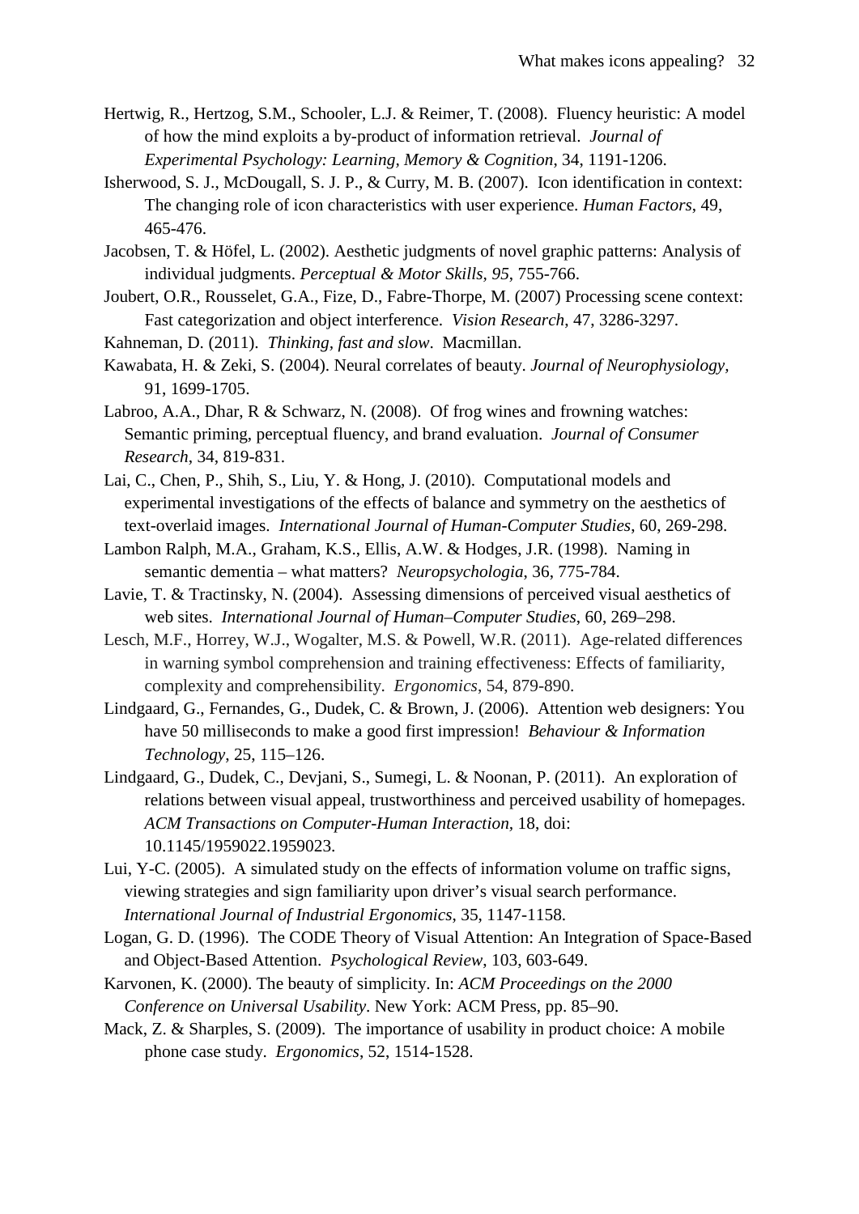Hertwig, R., Hertzog, S.M., Schooler, L.J. & Reimer, T. (2008). Fluency heuristic: A model of how the mind exploits a by-product of information retrieval. *Journal of Experimental Psychology: Learning, Memory & Cognition*, 34, 1191-1206.

Isherwood, S. J., McDougall, S. J. P., & Curry, M. B. (2007). Icon identification in context: The changing role of icon characteristics with user experience. *Human Factors*, 49, 465-476.

Jacobsen, T. & Höfel, L. (2002). Aesthetic judgments of novel graphic patterns: Analysis of individual judgments. *Perceptual & Motor Skills, 95*, 755-766.

Joubert, O.R., Rousselet, G.A., Fize, D., Fabre-Thorpe, M. (2007) Processing scene context: Fast categorization and object interference. *Vision Research*, 47, 3286-3297.

Kahneman, D. (2011). *Thinking, fast and slow*. Macmillan.

Kawabata, H. & Zeki, S. (2004). Neural correlates of beauty. *Journal of Neurophysiology*, 91, 1699-1705.

Labroo, A.A., Dhar, R & Schwarz, N. (2008). Of frog wines and frowning watches: Semantic priming, perceptual fluency, and brand evaluation. *Journal of Consumer Research*, 34, 819-831.

Lai, C., Chen, P., Shih, S., Liu, Y. & Hong, J. (2010). Computational models and experimental investigations of the effects of balance and symmetry on the aesthetics of text-overlaid images. *International Journal of Human-Computer Studies*, 60, 269-298.

Lambon Ralph, M.A., Graham, K.S., Ellis, A.W. & Hodges, J.R. (1998). Naming in semantic dementia – what matters? *Neuropsychologia*, 36, 775-784.

Lavie, T. & Tractinsky, N. (2004). Assessing dimensions of perceived visual aesthetics of web sites. *International Journal of Human–Computer Studies*, 60, 269–298.

Lesch, M.F., Horrey, W.J., Wogalter, M.S. & Powell, W.R. (2011). Age-related differences in warning symbol comprehension and training effectiveness: Effects of familiarity, complexity and comprehensibility. *Ergonomics*, 54, 879-890.

Lindgaard, G., Fernandes, G., Dudek, C. & Brown, J. (2006). Attention web designers: You have 50 milliseconds to make a good first impression! *Behaviour & Information Technology*, 25, 115–126.

Lindgaard, G., Dudek, C., Devjani, S., Sumegi, L. & Noonan, P. (2011). An exploration of relations between visual appeal, trustworthiness and perceived usability of homepages. *ACM Transactions on Computer-Human Interaction*, 18, doi: 10.1145/1959022.1959023.

Lui, Y-C. (2005). A simulated study on the effects of information volume on traffic signs, viewing strategies and sign familiarity upon driver's visual search performance. *International Journal of Industrial Ergonomics*, 35, 1147-1158.

Logan, G. D. (1996). The CODE Theory of Visual Attention: An Integration of Space-Based and Object-Based Attention. *Psychological Review*, 103, 603-649.

Karvonen, K. (2000). The beauty of simplicity. In: *ACM Proceedings on the 2000 Conference on Universal Usability*. New York: ACM Press, pp. 85–90.

Mack, Z. & Sharples, S. (2009). The importance of usability in product choice: A mobile phone case study. *Ergonomics*, 52, 1514-1528.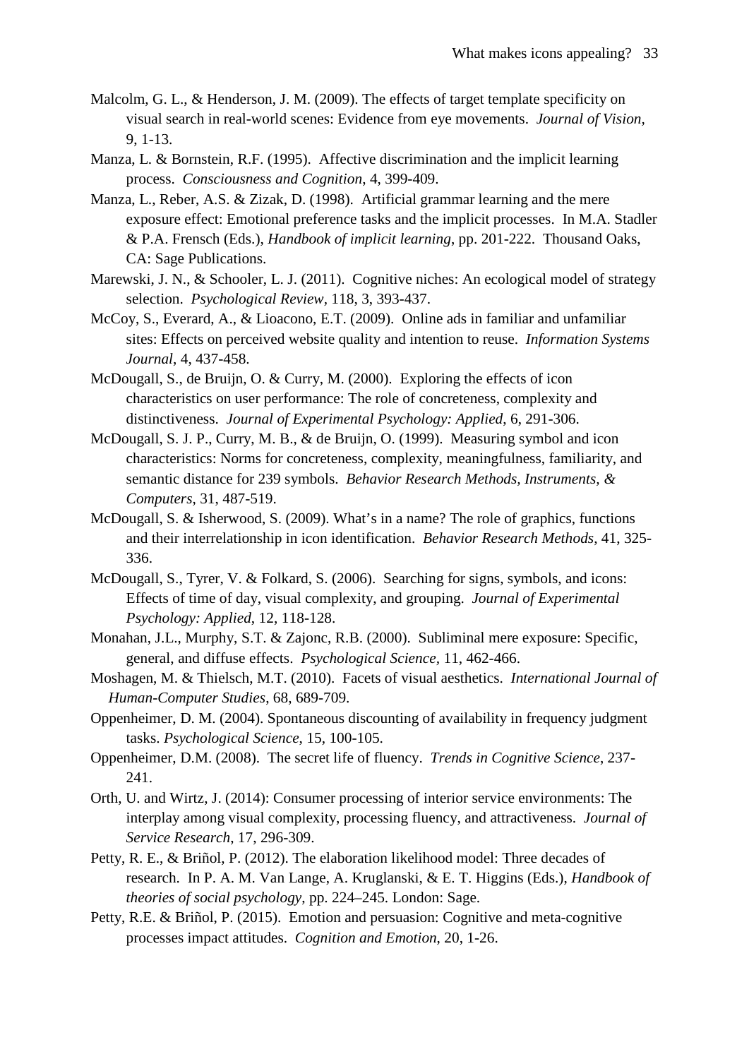Malcolm, G. L., & Henderson, J. M. (2009). The effects of target template specificity on visual search in real-world scenes: Evidence from eye movements. *Journal of Vision*, 9, 1-13.

Manza, L. & Bornstein, R.F. (1995). Affective discrimination and the implicit learning process. *Consciousness and Cognition*, 4, 399-409.

Manza, L., Reber, A.S. & Zizak, D. (1998). Artificial grammar learning and the mere exposure effect: Emotional preference tasks and the implicit processes. In M.A. Stadler & P.A. Frensch (Eds.), *Handbook of implicit learning*, pp. 201-222. Thousand Oaks, CA: Sage Publications.

Marewski, J. N., & Schooler, L. J. (2011). Cognitive niches: An ecological model of strategy selection. *Psychological Review*, 118, 3, 393-437.

McCoy, S., Everard, A., & Lioacono, E.T. (2009). Online ads in familiar and unfamiliar sites: Effects on perceived website quality and intention to reuse. *Information Systems Journal*, 4, 437-458.

McDougall, S., de Bruijn, O. & Curry, M. (2000). Exploring the effects of icon characteristics on user performance: The role of concreteness, complexity and distinctiveness. *Journal of Experimental Psychology: Applied*, 6, 291-306.

McDougall, S. J. P., Curry, M. B., & de Bruijn, O. (1999). Measuring symbol and icon characteristics: Norms for concreteness, complexity, meaningfulness, familiarity, and semantic distance for 239 symbols. *Behavior Research Methods, Instruments, & Computers*, 31, 487-519.

McDougall, S. & Isherwood, S. (2009). What's in a name? The role of graphics, functions and their interrelationship in icon identification. *Behavior Research Methods*, 41, 325-336.

McDougall, S., Tyrer, V. & Folkard, S. (2006). Searching for signs, symbols, and icons: Effects of time of day, visual complexity, and grouping. *Journal of Experimental Psychology: Applied*, 12, 118-128.

Monahan, J.L., Murphy, S.T. & Zajonc, R.B. (2000). Subliminal mere exposure: Specific, general, and diffuse effects. *Psychological Science*, 11, 462-466.

Moshagen, M. & Thielsch, M.T. (2010). Facets of visual aesthetics. *International Journal of Human-Computer Studies*, 68, 689-709.

Oppenheimer, D. M. (2004). Spontaneous discounting of availability in frequency judgment tasks. *Psychological Science*, 15, 100-105.

Oppenheimer, D.M. (2008). The secret life of fluency. *Trends in Cognitive Science*, 237-241.

Orth, U. and Wirtz, J. (2014): Consumer processing of interior service environments: The interplay among visual complexity, processing fluency, and attractiveness. *Journal of Service Research*, 17, 296-309.

Petty, R. E., & Briñol, P. (2012). The elaboration likelihood model: Three decades of research. In P. A. M. Van Lange, A. Kruglanski, & E. T. Higgins (Eds.), *Handbook of theories of social psychology*, pp. 224–245. London: Sage.

Petty, R.E. & Briñol, P. (2015). Emotion and persuasion: Cognitive and meta-cognitive processes impact attitudes. *Cognition and Emotion*, 20, 1-26.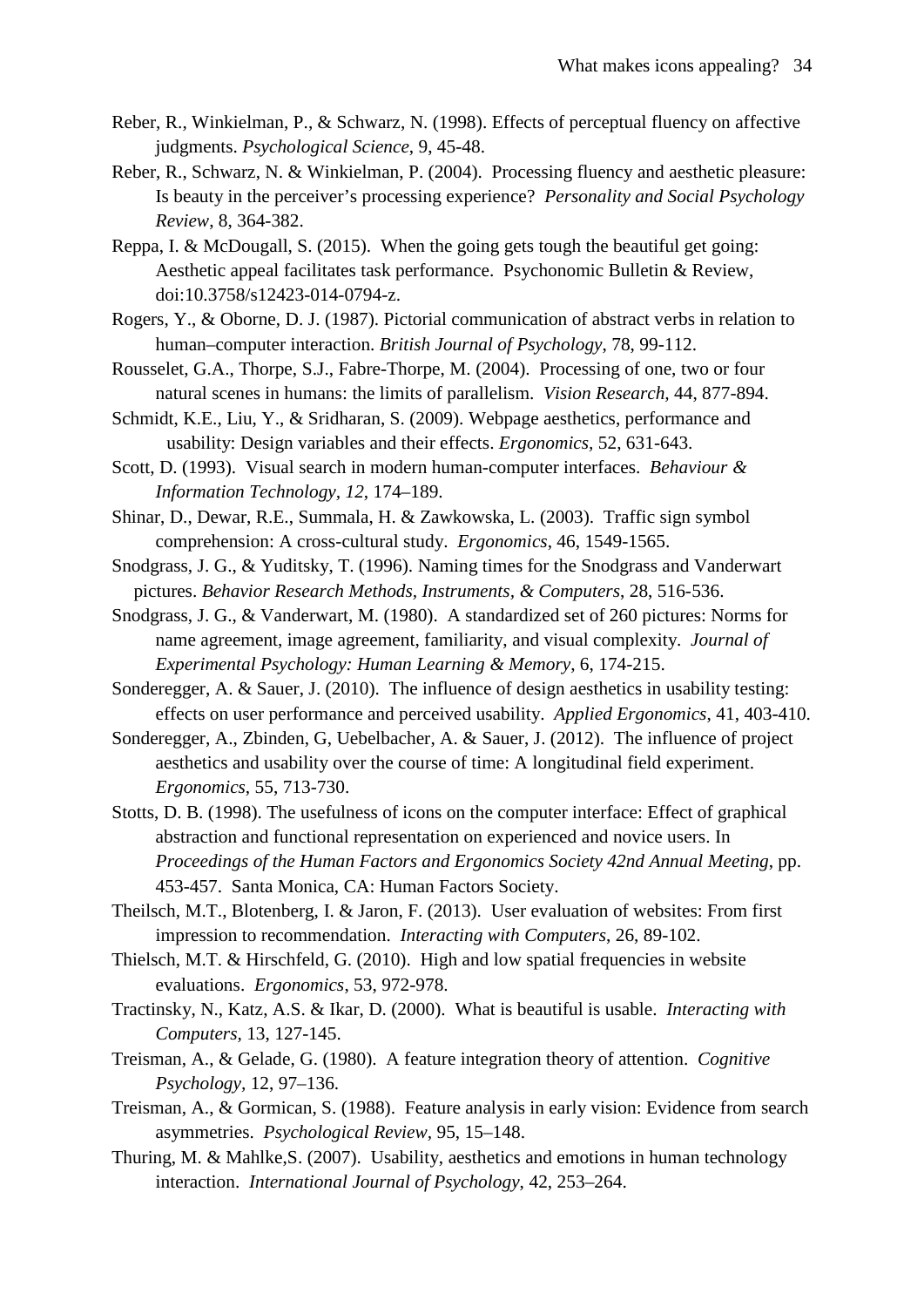Reber, R., Winkielman, P., & Schwarz, N. (1998). Effects of perceptual fluency on affective judgments. *Psychological Science*, 9, 45-48.

Reber, R., Schwarz, N. & Winkielman, P. (2004). Processing fluency and aesthetic pleasure: Is beauty in the perceiver's processing experience? *Personality and Social Psychology Review*, 8, 364-382.

Reppa, I. & McDougall, S. (2015). When the going gets tough the beautiful get going: Aesthetic appeal facilitates task performance. Psychonomic Bulletin & Review, doi:10.3758/s12423-014-0794-z.

Rogers, Y., & Oborne, D. J. (1987). Pictorial communication of abstract verbs in relation to human–computer interaction. *British Journal of Psychology*, 78, 99-112.

Rousselet, G.A., Thorpe, S.J., Fabre-Thorpe, M. (2004). Processing of one, two or four natural scenes in humans: the limits of parallelism. *Vision Research*, 44, 877-894.

Schmidt, K.E., Liu, Y., & Sridharan, S. (2009). Webpage aesthetics, performance and usability: Design variables and their effects. *Ergonomics*, 52, 631-643.

Scott, D. (1993). Visual search in modern human-computer interfaces. *Behaviour & Information Technology, 12*, 174–189.

Shinar, D., Dewar, R.E., Summala, H. & Zawkowska, L. (2003). Traffic sign symbol comprehension: A cross-cultural study. *Ergonomics*, 46, 1549-1565.

Snodgrass, J. G., & Yuditsky, T. (1996). Naming times for the Snodgrass and Vanderwart pictures. *Behavior Research Methods, Instruments, & Computers*, 28, 516-536.

Snodgrass, J. G., & Vanderwart, M. (1980). A standardized set of 260 pictures: Norms for name agreement, image agreement, familiarity, and visual complexity. *Journal of Experimental Psychology: Human Learning & Memory*, 6, 174-215.

Sonderegger, A. & Sauer, J. (2010). The influence of design aesthetics in usability testing: effects on user performance and perceived usability. *Applied Ergonomics*, 41, 403-410.

Sonderegger, A., Zbinden, G, Uebelbacher, A. & Sauer, J. (2012). The influence of project aesthetics and usability over the course of time: A longitudinal field experiment. *Ergonomics*, 55, 713-730.

Stotts, D. B. (1998). The usefulness of icons on the computer interface: Effect of graphical abstraction and functional representation on experienced and novice users. In *Proceedings of the Human Factors and Ergonomics Society 42nd Annual Meeting*, pp. 453-457. Santa Monica, CA: Human Factors Society.

Theilsch, M.T., Blotenberg, I. & Jaron, F. (2013). User evaluation of websites: From first impression to recommendation. *Interacting with Computers*, 26, 89-102.

Thielsch, M.T. & Hirschfeld, G. (2010). High and low spatial frequencies in website evaluations. *Ergonomics*, 53, 972-978.

Tractinsky, N., Katz, A.S. & Ikar, D. (2000). What is beautiful is usable. *Interacting with Computers*, 13, 127-145.

Treisman, A., & Gelade, G. (1980). A feature integration theory of attention. *Cognitive Psychology*, 12, 97–136.

Treisman, A., & Gormican, S. (1988). Feature analysis in early vision: Evidence from search asymmetries. *Psychological Review*, 95, 15–148.

Thuring, M. & Mahlke,S. (2007). Usability, aesthetics and emotions in human technology interaction. *International Journal of Psychology*, 42, 253–264.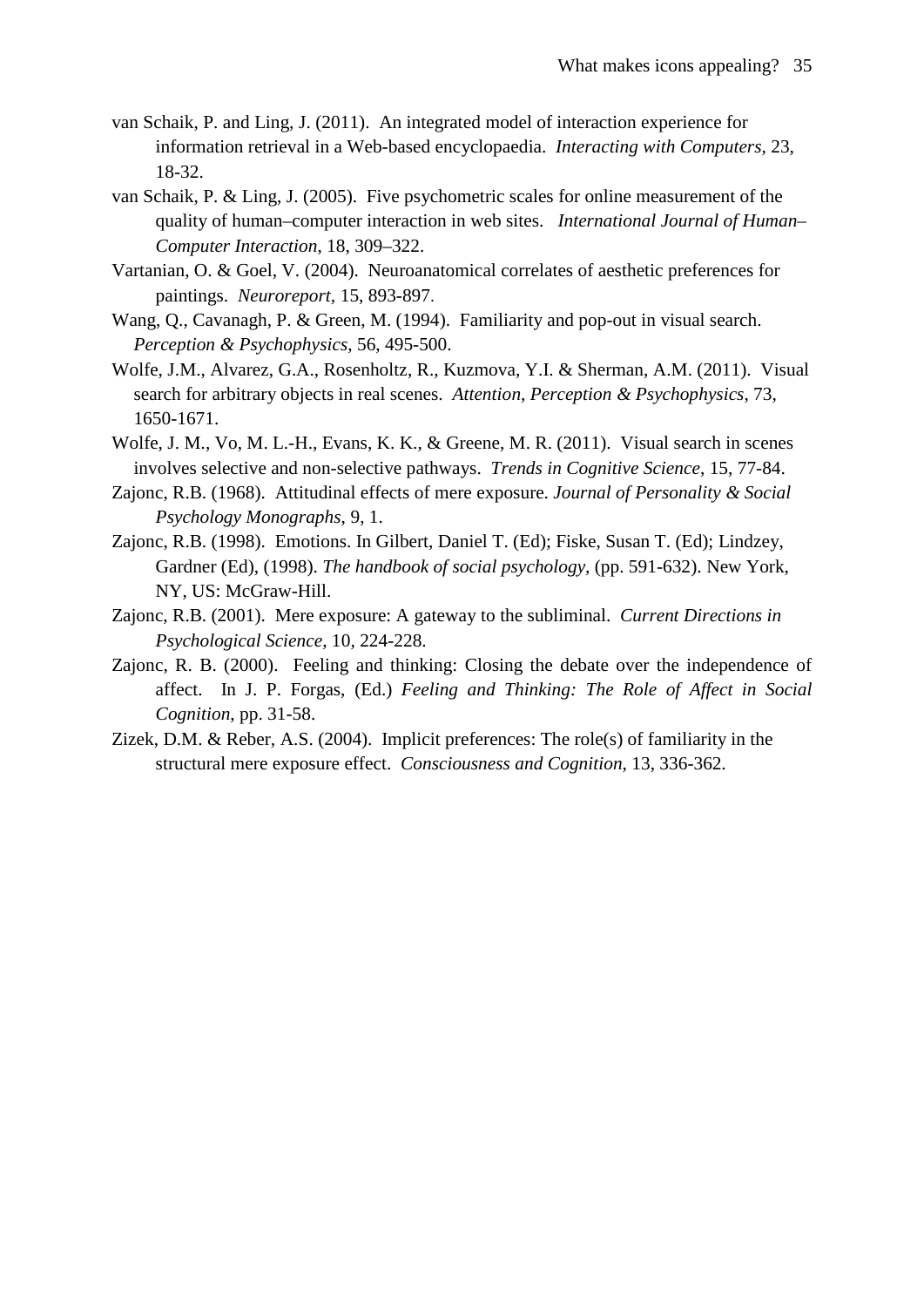van Schaik, P. and Ling, J. (2011). An integrated model of interaction experience for information retrieval in a Web-based encyclopaedia. *Interacting with Computers*, 23, 18-32.

van Schaik, P. & Ling, J. (2005). Five psychometric scales for online measurement of the quality of human–computer interaction in web sites. *International Journal of Human–Computer Interaction*, 18, 309–322.

Vartanian, O. & Goel, V. (2004). Neuroanatomical correlates of aesthetic preferences for paintings. *Neuroreport*, 15, 893-897.

Wang, Q., Cavanagh, P. & Green, M. (1994). Familiarity and pop-out in visual search. *Perception & Psychophysics*, 56, 495-500.

Wolfe, J.M., Alvarez, G.A., Rosenholtz, R., Kuzmova, Y.I. & Sherman, A.M. (2011). Visual search for arbitrary objects in real scenes. *Attention, Perception & Psychophysics*, 73, 1650-1671.

Wolfe, J. M., Vo, M. L.-H., Evans, K. K., & Greene, M. R. (2011). Visual search in scenes involves selective and non-selective pathways. *Trends in Cognitive Science*, 15, 77-84.

Zajonc, R.B. (1968). Attitudinal effects of mere exposure. *Journal of Personality & Social Psychology Monographs*, 9, 1.

Zajonc, R.B. (1998). Emotions. In Gilbert, Daniel T. (Ed); Fiske, Susan T. (Ed); Lindzey, Gardner (Ed), (1998). *The handbook of social psychology*, (pp. 591-632). New York, NY, US: McGraw-Hill.

Zajonc, R.B. (2001). Mere exposure: A gateway to the subliminal. *Current Directions in Psychological Science*, 10, 224-228.

Zajonc, R. B. (2000). Feeling and thinking: Closing the debate over the independence of affect. In J. P. Forgas, (Ed.) *Feeling and Thinking: The Role of Affect in Social Cognition*, pp. 31-58.

Zizek, D.M. & Reber, A.S. (2004). Implicit preferences: The role(s) of familiarity in the structural mere exposure effect. *Consciousness and Cognition*, 13, 336-362.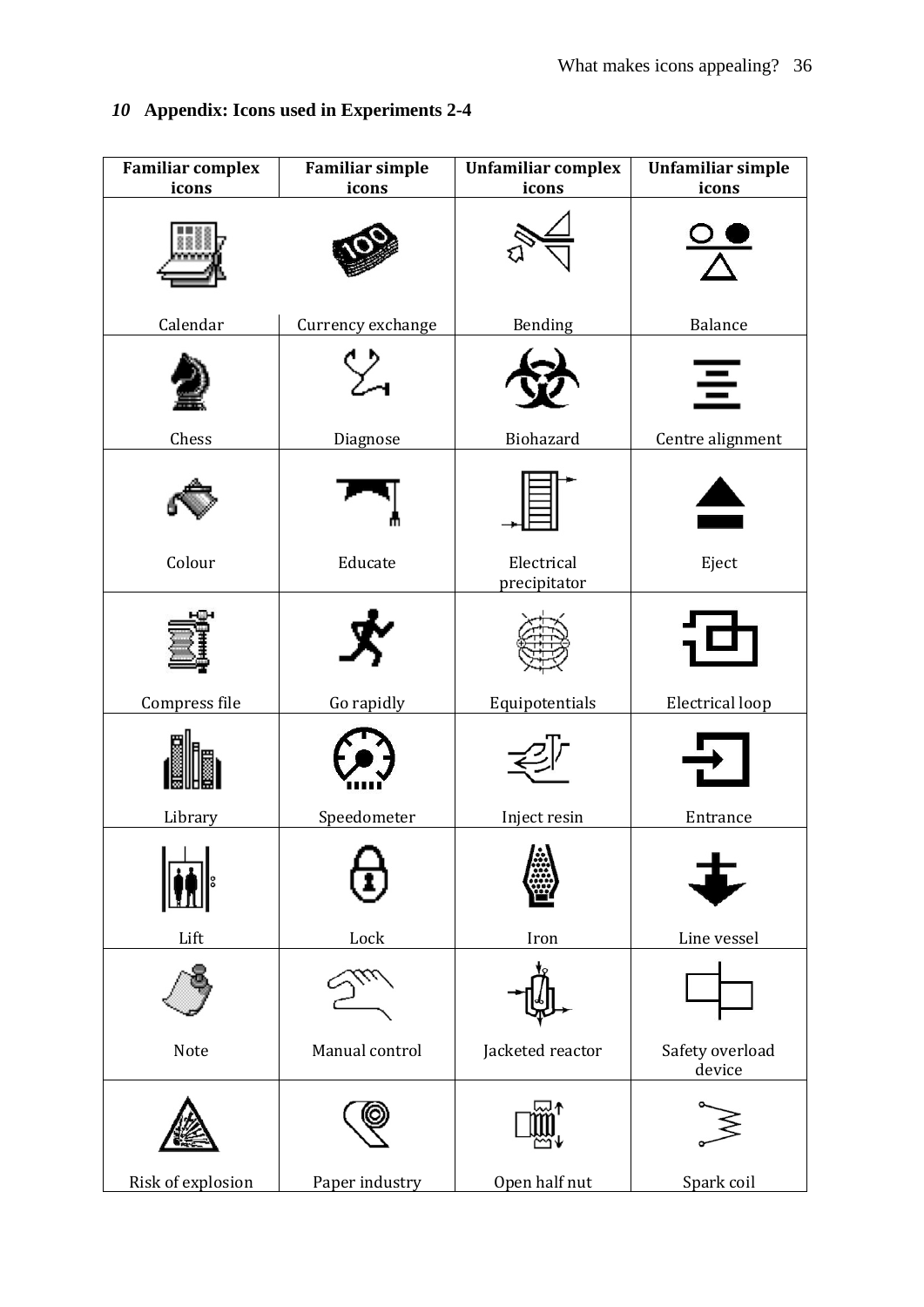## *10* Appendix: Icons used in Experiments 2-4

| Familiar complex icons | Familiar simple icons | Unfamiliar complex icons | Unfamiliar simple icons |
|---|---|---|---|
| Calendar | Currency exchange | Bending | Balance |
| Chess | Diagnose | Biohazard | Centre alignment |
| Colour | Educate | Electrical precipitator | Eject |
| Compress file | Go rapidly | Equipotentials | Electrical loop |
| Library | Speedometer | Inject resin | Entrance |
| Lift | Lock | Iron | Line vessel |
| Note | Manual control | Jacketed reactor | Safety overload device |
| Risk of explosion | Paper industry | Open half nut | Spark coil |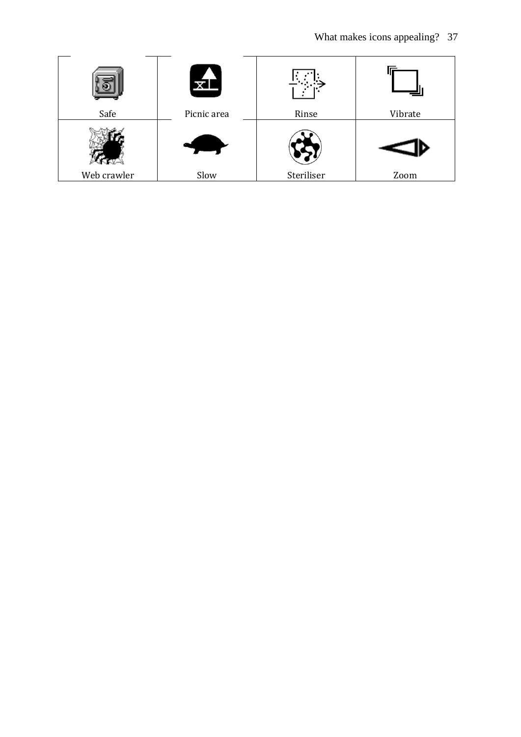| | | | |
|---|---|---|---|
| Safe | Picnic area | Rinse | Vibrate |
| Web crawler | Slow | Steriliser | Zoom |